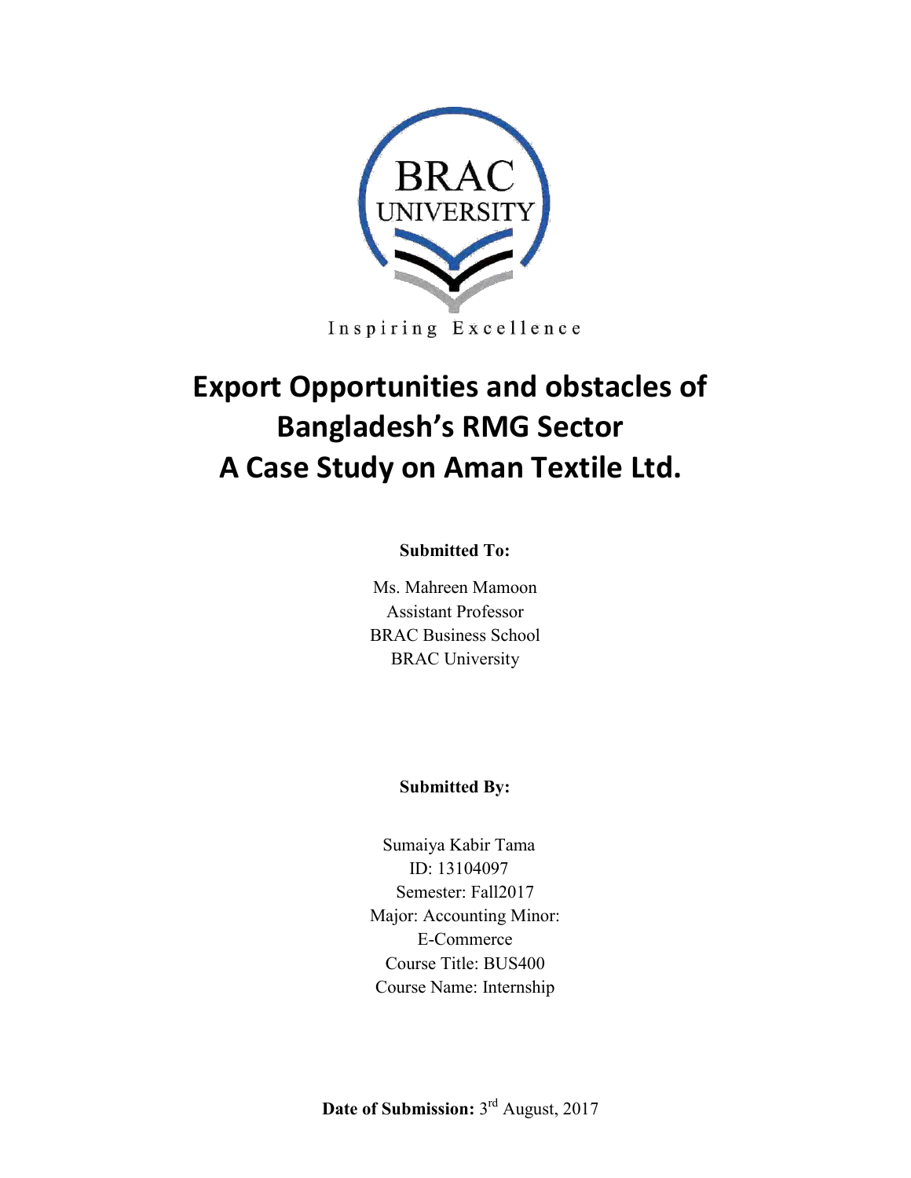BRAC UNIVERSITY

Inspiring Excellence

# Export Opportunities and obstacles of Bangladesh's RMG Sector
# A Case Study on Aman Textile Ltd.

**Submitted To:**

Ms. Mahreen Mamoon
Assistant Professor
BRAC Business School
BRAC University

**Submitted By:**

Sumaiya Kabir Tama
ID: 13104097
Semester: Fall2017
Major: Accounting Minor:
E-Commerce
Course Title: BUS400
Course Name: Internship

**Date of Submission:** 3rd August, 2017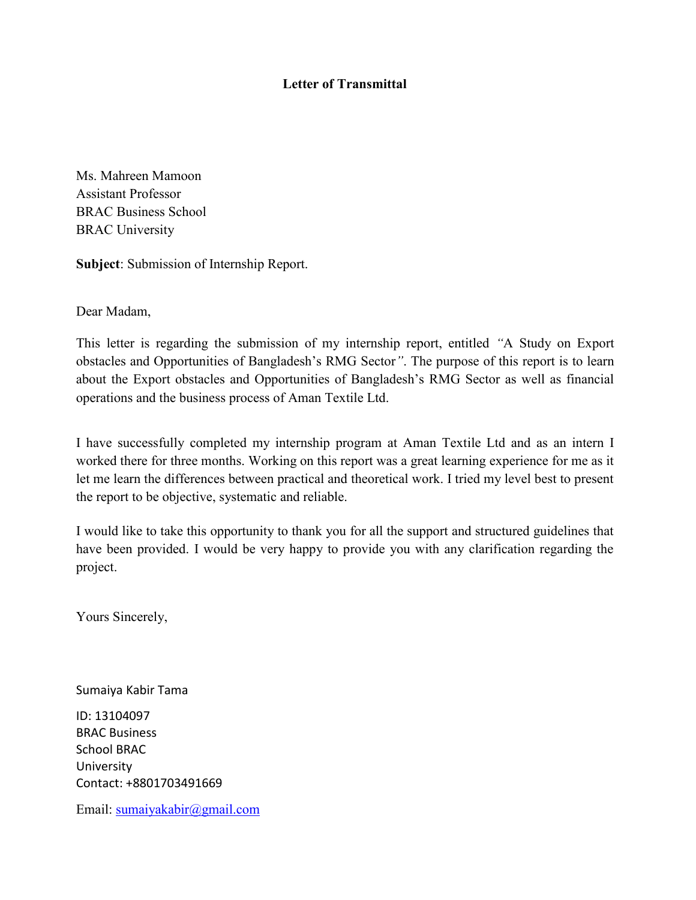**Letter of Transmittal**

Ms. Mahreen Mamoon
Assistant Professor
BRAC Business School
BRAC University

**Subject**: Submission of Internship Report.

Dear Madam,

This letter is regarding the submission of my internship report, entitled *"*A Study on Export obstacles and Opportunities of Bangladesh's RMG Sector*"*. The purpose of this report is to learn about the Export obstacles and Opportunities of Bangladesh's RMG Sector as well as financial operations and the business process of Aman Textile Ltd.

I have successfully completed my internship program at Aman Textile Ltd and as an intern I worked there for three months. Working on this report was a great learning experience for me as it let me learn the differences between practical and theoretical work. I tried my level best to present the report to be objective, systematic and reliable.

I would like to take this opportunity to thank you for all the support and structured guidelines that have been provided. I would be very happy to provide you with any clarification regarding the project.

Yours Sincerely,

Sumaiya Kabir Tama

ID: 13104097
BRAC Business
School BRAC
University
Contact: +8801703491669

Email: sumaiyakabir@gmail.com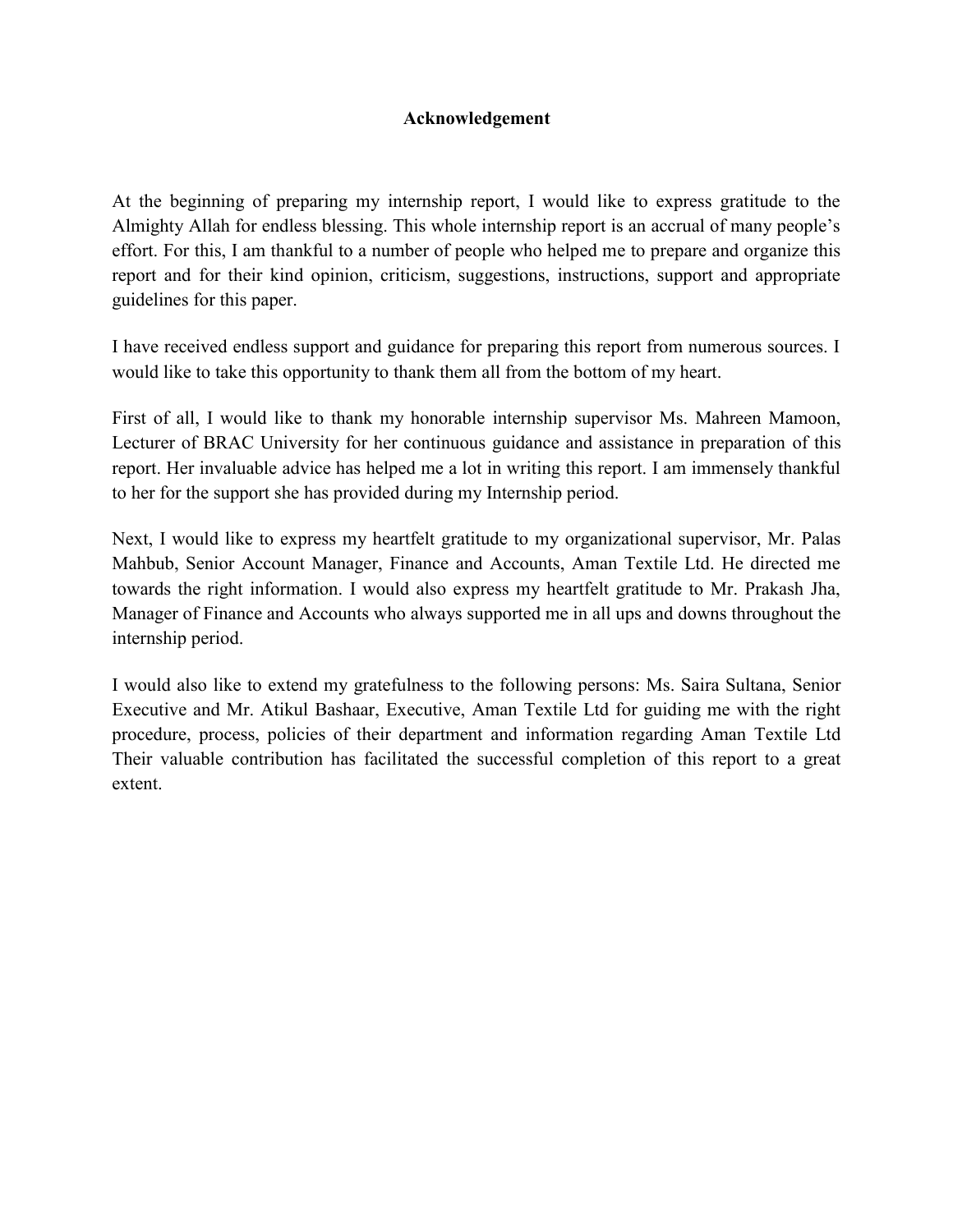# Acknowledgement

At the beginning of preparing my internship report, I would like to express gratitude to the Almighty Allah for endless blessing. This whole internship report is an accrual of many people's effort. For this, I am thankful to a number of people who helped me to prepare and organize this report and for their kind opinion, criticism, suggestions, instructions, support and appropriate guidelines for this paper.

I have received endless support and guidance for preparing this report from numerous sources. I would like to take this opportunity to thank them all from the bottom of my heart.

First of all, I would like to thank my honorable internship supervisor Ms. Mahreen Mamoon, Lecturer of BRAC University for her continuous guidance and assistance in preparation of this report. Her invaluable advice has helped me a lot in writing this report. I am immensely thankful to her for the support she has provided during my Internship period.

Next, I would like to express my heartfelt gratitude to my organizational supervisor, Mr. Palas Mahbub, Senior Account Manager, Finance and Accounts, Aman Textile Ltd. He directed me towards the right information. I would also express my heartfelt gratitude to Mr. Prakash Jha, Manager of Finance and Accounts who always supported me in all ups and downs throughout the internship period.

I would also like to extend my gratefulness to the following persons: Ms. Saira Sultana, Senior Executive and Mr. Atikul Bashaar, Executive, Aman Textile Ltd for guiding me with the right procedure, process, policies of their department and information regarding Aman Textile Ltd Their valuable contribution has facilitated the successful completion of this report to a great extent.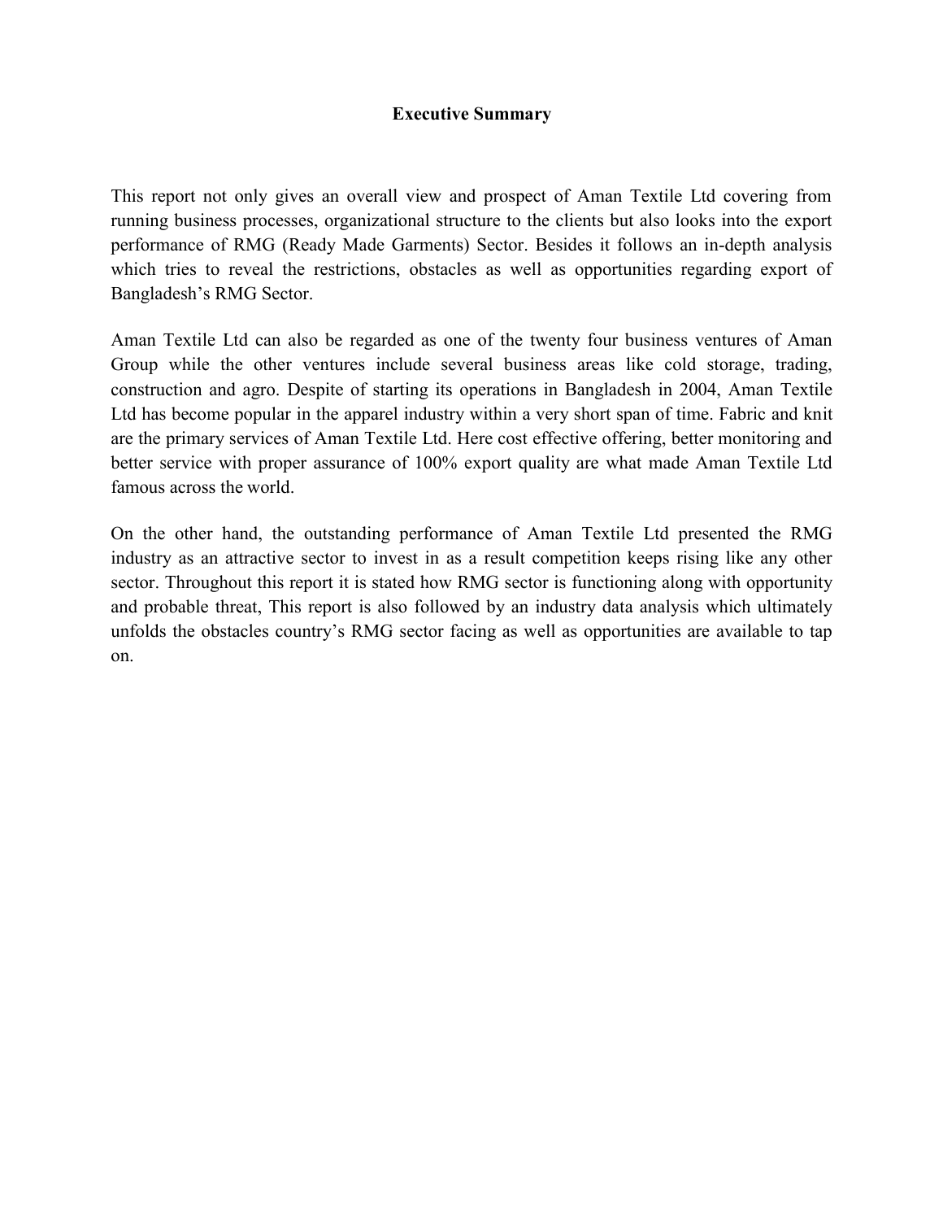# Executive Summary

This report not only gives an overall view and prospect of Aman Textile Ltd covering from running business processes, organizational structure to the clients but also looks into the export performance of RMG (Ready Made Garments) Sector. Besides it follows an in-depth analysis which tries to reveal the restrictions, obstacles as well as opportunities regarding export of Bangladesh's RMG Sector.

Aman Textile Ltd can also be regarded as one of the twenty four business ventures of Aman Group while the other ventures include several business areas like cold storage, trading, construction and agro. Despite of starting its operations in Bangladesh in 2004, Aman Textile Ltd has become popular in the apparel industry within a very short span of time. Fabric and knit are the primary services of Aman Textile Ltd. Here cost effective offering, better monitoring and better service with proper assurance of 100% export quality are what made Aman Textile Ltd famous across the world.

On the other hand, the outstanding performance of Aman Textile Ltd presented the RMG industry as an attractive sector to invest in as a result competition keeps rising like any other sector. Throughout this report it is stated how RMG sector is functioning along with opportunity and probable threat, This report is also followed by an industry data analysis which ultimately unfolds the obstacles country's RMG sector facing as well as opportunities are available to tap on.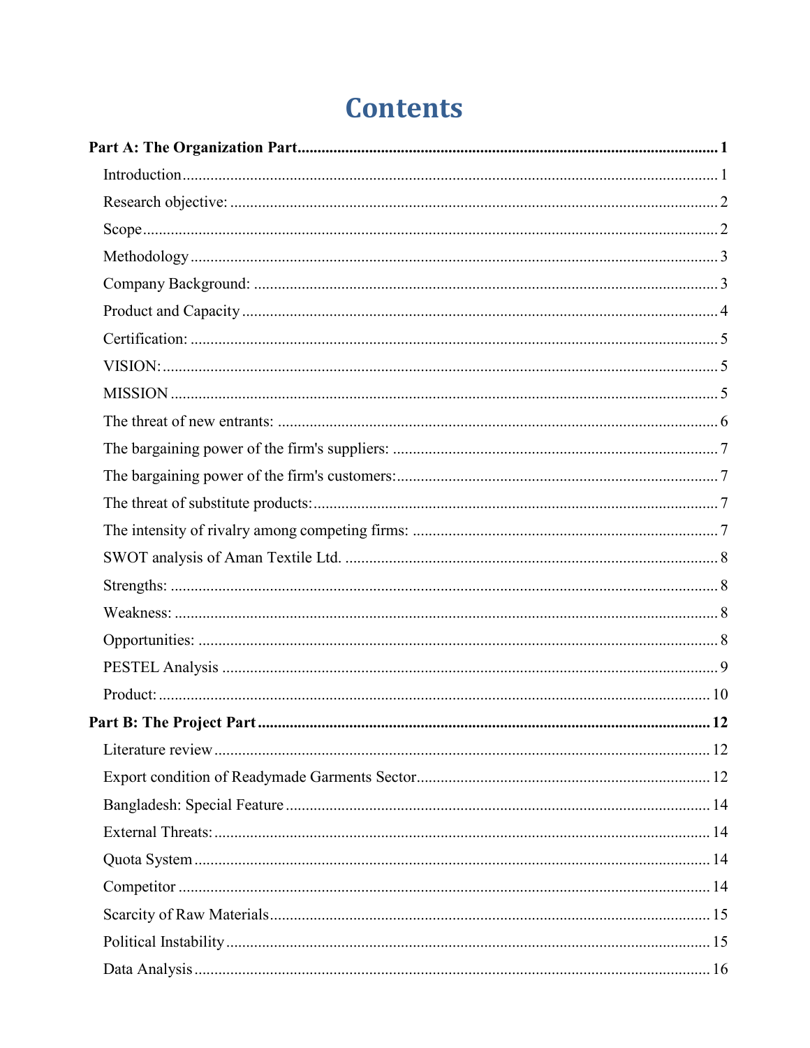# Contents

**Part A: The Organization Part** .......... **1**

- Introduction .......... 1
- Research objective: .......... 2
- Scope .......... 2
- Methodology .......... 3
- Company Background: .......... 3
- Product and Capacity .......... 4
- Certification: .......... 5
- VISION: .......... 5
- MISSION .......... 5
- The threat of new entrants: .......... 6
- The bargaining power of the firm's suppliers: .......... 7
- The bargaining power of the firm's customers: .......... 7
- The threat of substitute products: .......... 7
- The intensity of rivalry among competing firms: .......... 7
- SWOT analysis of Aman Textile Ltd. .......... 8
- Strengths: .......... 8
- Weakness: .......... 8
- Opportunities: .......... 8
- PESTEL Analysis .......... 9
- Product: .......... 10

**Part B: The Project Part** .......... **12**

- Literature review .......... 12
- Export condition of Readymade Garments Sector .......... 12
- Bangladesh: Special Feature .......... 14
- External Threats: .......... 14
- Quota System .......... 14
- Competitor .......... 14
- Scarcity of Raw Materials .......... 15
- Political Instability .......... 15
- Data Analysis .......... 16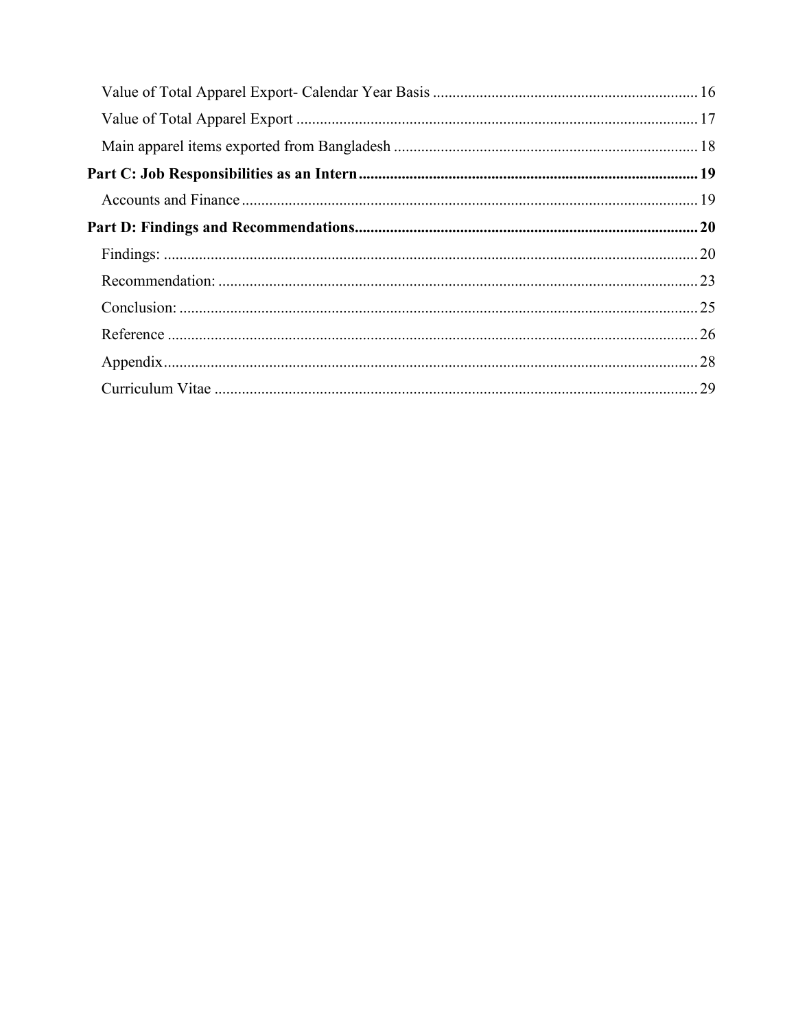Value of Total Apparel Export- Calendar Year Basis ..... 16

Value of Total Apparel Export ..... 17

Main apparel items exported from Bangladesh ..... 18

**Part C: Job Responsibilities as an Intern ..... 19**

Accounts and Finance ..... 19

**Part D: Findings and Recommendations ..... 20**

Findings: ..... 20

Recommendation: ..... 23

Conclusion: ..... 25

Reference ..... 26

Appendix ..... 28

Curriculum Vitae ..... 29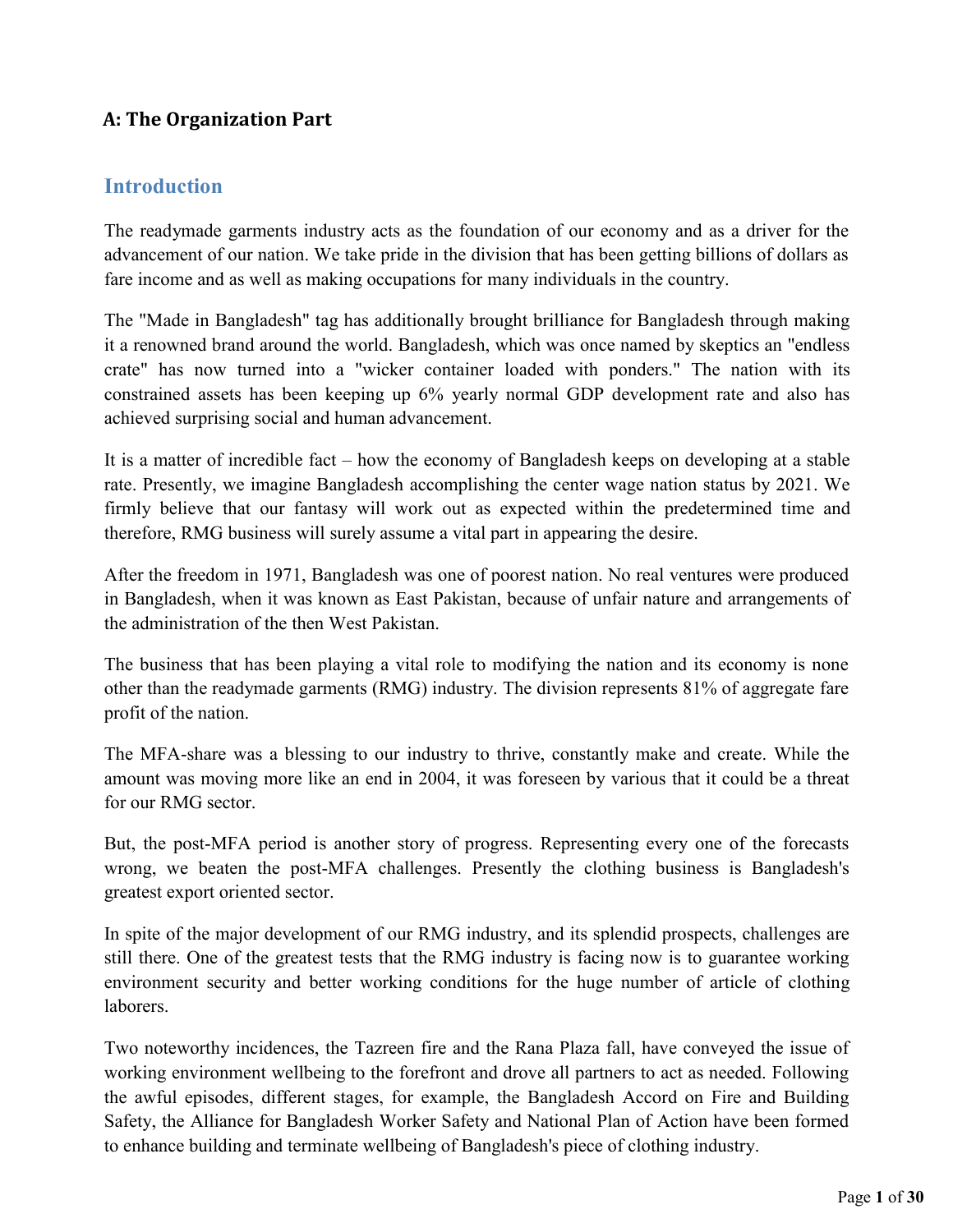## A: The Organization Part

## Introduction

The readymade garments industry acts as the foundation of our economy and as a driver for the advancement of our nation. We take pride in the division that has been getting billions of dollars as fare income and as well as making occupations for many individuals in the country.

The "Made in Bangladesh" tag has additionally brought brilliance for Bangladesh through making it a renowned brand around the world. Bangladesh, which was once named by skeptics an "endless crate" has now turned into a "wicker container loaded with ponders." The nation with its constrained assets has been keeping up 6% yearly normal GDP development rate and also has achieved surprising social and human advancement.

It is a matter of incredible fact – how the economy of Bangladesh keeps on developing at a stable rate. Presently, we imagine Bangladesh accomplishing the center wage nation status by 2021. We firmly believe that our fantasy will work out as expected within the predetermined time and therefore, RMG business will surely assume a vital part in appearing the desire.

After the freedom in 1971, Bangladesh was one of poorest nation. No real ventures were produced in Bangladesh, when it was known as East Pakistan, because of unfair nature and arrangements of the administration of the then West Pakistan.

The business that has been playing a vital role to modifying the nation and its economy is none other than the readymade garments (RMG) industry. The division represents 81% of aggregate fare profit of the nation.

The MFA-share was a blessing to our industry to thrive, constantly make and create. While the amount was moving more like an end in 2004, it was foreseen by various that it could be a threat for our RMG sector.

But, the post-MFA period is another story of progress. Representing every one of the forecasts wrong, we beaten the post-MFA challenges. Presently the clothing business is Bangladesh's greatest export oriented sector.

In spite of the major development of our RMG industry, and its splendid prospects, challenges are still there. One of the greatest tests that the RMG industry is facing now is to guarantee working environment security and better working conditions for the huge number of article of clothing laborers.

Two noteworthy incidences, the Tazreen fire and the Rana Plaza fall, have conveyed the issue of working environment wellbeing to the forefront and drove all partners to act as needed. Following the awful episodes, different stages, for example, the Bangladesh Accord on Fire and Building Safety, the Alliance for Bangladesh Worker Safety and National Plan of Action have been formed to enhance building and terminate wellbeing of Bangladesh's piece of clothing industry.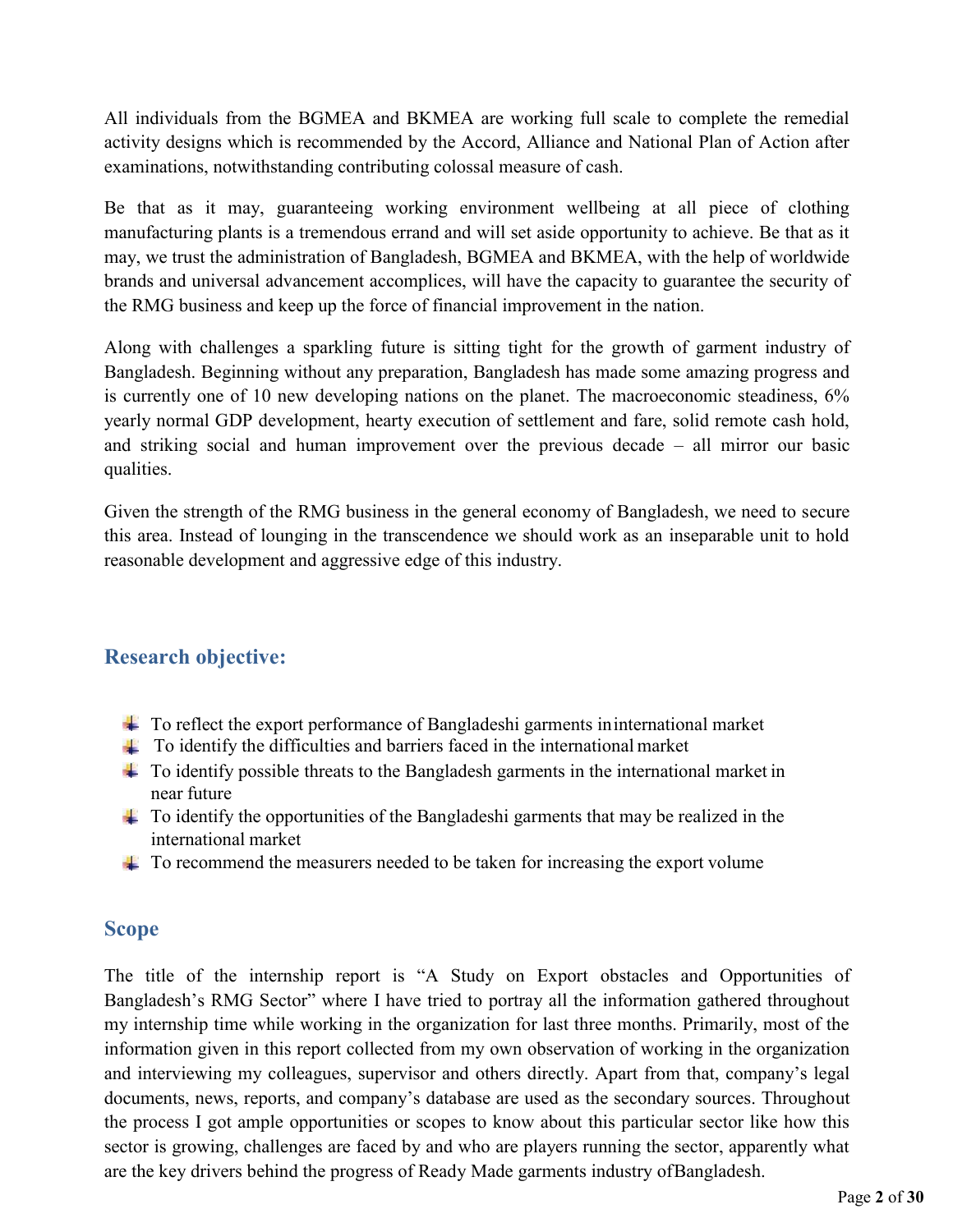All individuals from the BGMEA and BKMEA are working full scale to complete the remedial activity designs which is recommended by the Accord, Alliance and National Plan of Action after examinations, notwithstanding contributing colossal measure of cash.

Be that as it may, guaranteeing working environment wellbeing at all piece of clothing manufacturing plants is a tremendous errand and will set aside opportunity to achieve. Be that as it may, we trust the administration of Bangladesh, BGMEA and BKMEA, with the help of worldwide brands and universal advancement accomplices, will have the capacity to guarantee the security of the RMG business and keep up the force of financial improvement in the nation.

Along with challenges a sparkling future is sitting tight for the growth of garment industry of Bangladesh. Beginning without any preparation, Bangladesh has made some amazing progress and is currently one of 10 new developing nations on the planet. The macroeconomic steadiness, 6% yearly normal GDP development, hearty execution of settlement and fare, solid remote cash hold, and striking social and human improvement over the previous decade – all mirror our basic qualities.

Given the strength of the RMG business in the general economy of Bangladesh, we need to secure this area. Instead of lounging in the transcendence we should work as an inseparable unit to hold reasonable development and aggressive edge of this industry.

## Research objective:

- To reflect the export performance of Bangladeshi garments in international market
- To identify the difficulties and barriers faced in the international market
- To identify possible threats to the Bangladesh garments in the international market in near future
- To identify the opportunities of the Bangladeshi garments that may be realized in the international market
- To recommend the measurers needed to be taken for increasing the export volume

## Scope

The title of the internship report is "A Study on Export obstacles and Opportunities of Bangladesh's RMG Sector" where I have tried to portray all the information gathered throughout my internship time while working in the organization for last three months. Primarily, most of the information given in this report collected from my own observation of working in the organization and interviewing my colleagues, supervisor and others directly. Apart from that, company's legal documents, news, reports, and company's database are used as the secondary sources. Throughout the process I got ample opportunities or scopes to know about this particular sector like how this sector is growing, challenges are faced by and who are players running the sector, apparently what are the key drivers behind the progress of Ready Made garments industry of Bangladesh.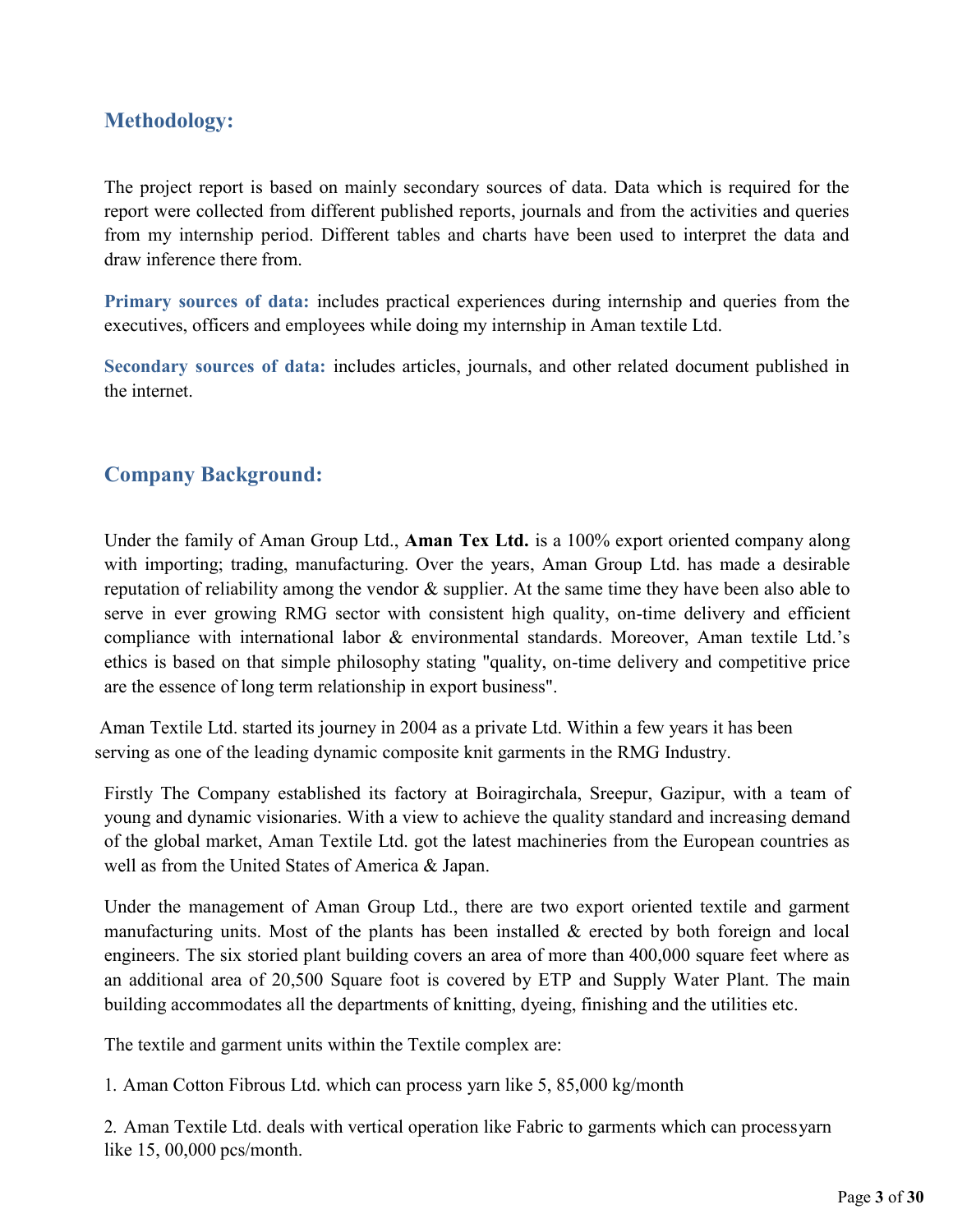## Methodology:

The project report is based on mainly secondary sources of data. Data which is required for the report were collected from different published reports, journals and from the activities and queries from my internship period. Different tables and charts have been used to interpret the data and draw inference there from.

**Primary sources of data:** includes practical experiences during internship and queries from the executives, officers and employees while doing my internship in Aman textile Ltd.

**Secondary sources of data:** includes articles, journals, and other related document published in the internet.

## Company Background:

Under the family of Aman Group Ltd., **Aman Tex Ltd.** is a 100% export oriented company along with importing; trading, manufacturing. Over the years, Aman Group Ltd. has made a desirable reputation of reliability among the vendor & supplier. At the same time they have been also able to serve in ever growing RMG sector with consistent high quality, on-time delivery and efficient compliance with international labor & environmental standards. Moreover, Aman textile Ltd.'s ethics is based on that simple philosophy stating "quality, on-time delivery and competitive price are the essence of long term relationship in export business".

Aman Textile Ltd. started its journey in 2004 as a private Ltd. Within a few years it has been serving as one of the leading dynamic composite knit garments in the RMG Industry.

Firstly The Company established its factory at Boiragirchala, Sreepur, Gazipur, with a team of young and dynamic visionaries. With a view to achieve the quality standard and increasing demand of the global market, Aman Textile Ltd. got the latest machineries from the European countries as well as from the United States of America & Japan.

Under the management of Aman Group Ltd., there are two export oriented textile and garment manufacturing units. Most of the plants has been installed & erected by both foreign and local engineers. The six storied plant building covers an area of more than 400,000 square feet where as an additional area of 20,500 Square foot is covered by ETP and Supply Water Plant. The main building accommodates all the departments of knitting, dyeing, finishing and the utilities etc.

The textile and garment units within the Textile complex are:

1. Aman Cotton Fibrous Ltd. which can process yarn like 5, 85,000 kg/month
2. Aman Textile Ltd. deals with vertical operation like Fabric to garments which can processyarn like 15, 00,000 pcs/month.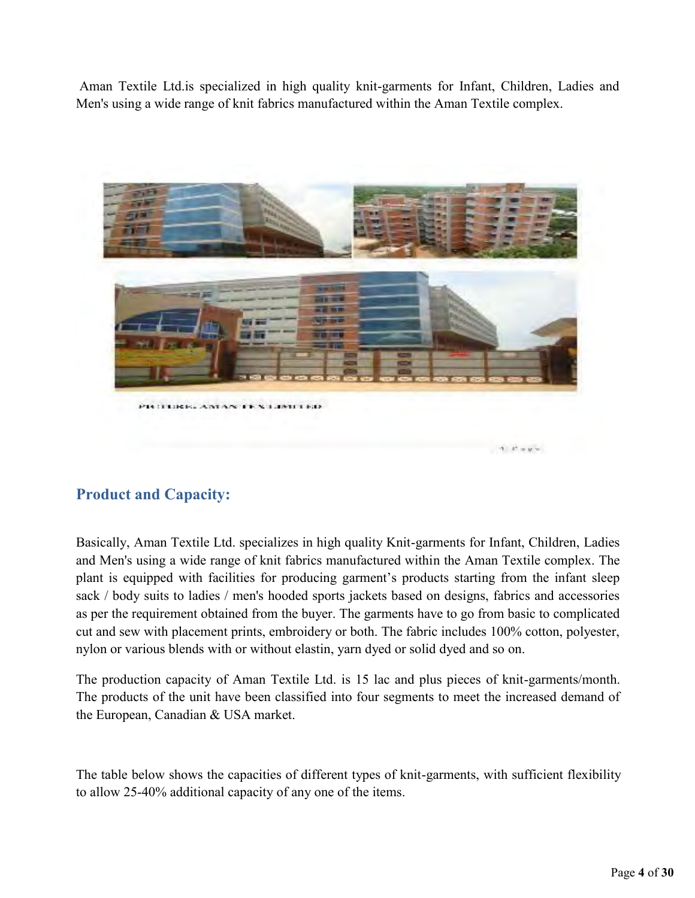Aman Textile Ltd.is specialized in high quality knit-garments for Infant, Children, Ladies and Men's using a wide range of knit fabrics manufactured within the Aman Textile complex.

## Product and Capacity:

Basically, Aman Textile Ltd. specializes in high quality Knit-garments for Infant, Children, Ladies and Men's using a wide range of knit fabrics manufactured within the Aman Textile complex. The plant is equipped with facilities for producing garment's products starting from the infant sleep sack / body suits to ladies / men's hooded sports jackets based on designs, fabrics and accessories as per the requirement obtained from the buyer. The garments have to go from basic to complicated cut and sew with placement prints, embroidery or both. The fabric includes 100% cotton, polyester, nylon or various blends with or without elastin, yarn dyed or solid dyed and so on.

The production capacity of Aman Textile Ltd. is 15 lac and plus pieces of knit-garments/month. The products of the unit have been classified into four segments to meet the increased demand of the European, Canadian & USA market.

The table below shows the capacities of different types of knit-garments, with sufficient flexibility to allow 25-40% additional capacity of any one of the items.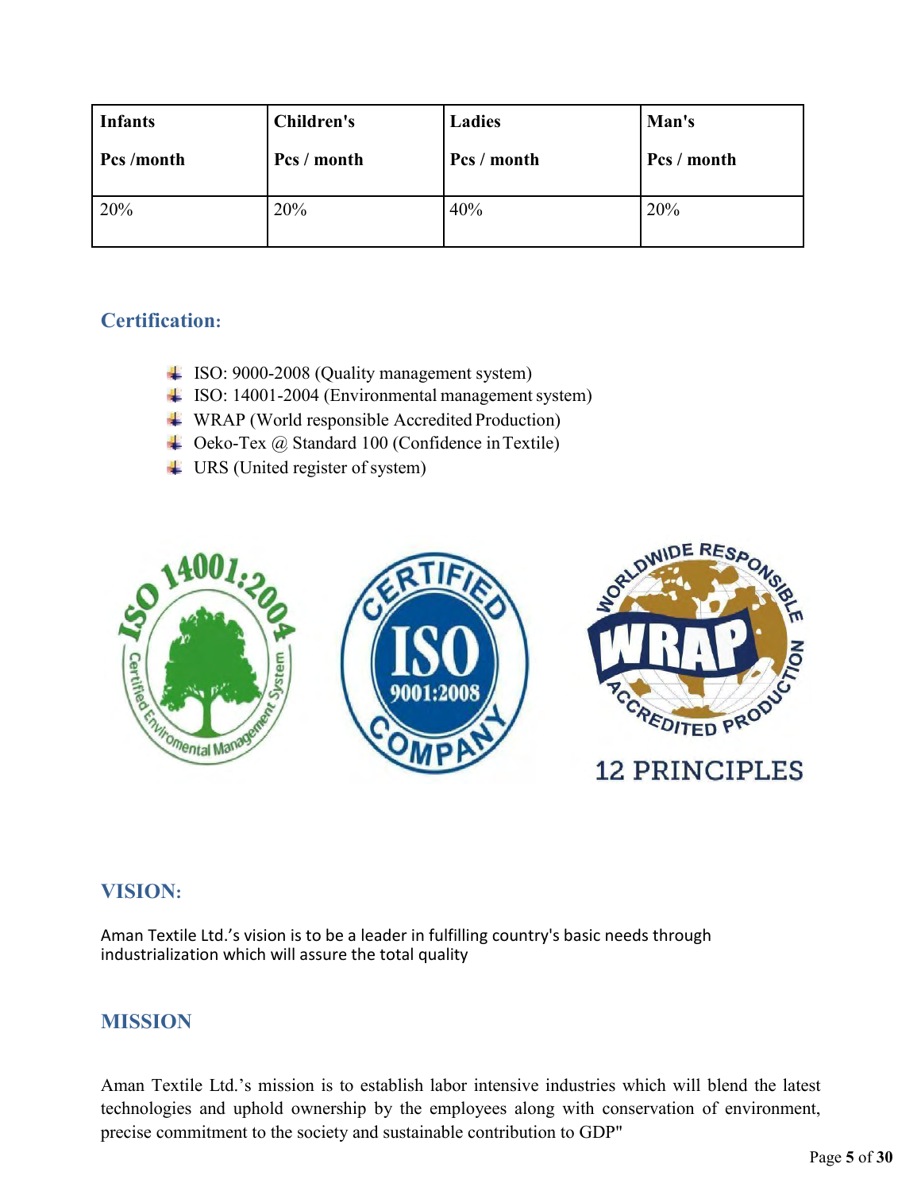| Infants<br><br>Pcs /month | Children's<br><br>Pcs / month | Ladies<br><br>Pcs / month | Man's<br><br>Pcs / month |
|---|---|---|---|
| 20% | 20% | 40% | 20% |

## Certification:

- ISO: 9000-2008 (Quality management system)
- ISO: 14001-2004 (Environmental management system)
- WRAP (World responsible Accredited Production)
- Oeko-Tex @ Standard 100 (Confidence in Textile)
- URS (United register of system)

## VISION:

Aman Textile Ltd.'s vision is to be a leader in fulfilling country's basic needs through industrialization which will assure the total quality

## MISSION

Aman Textile Ltd.'s mission is to establish labor intensive industries which will blend the latest technologies and uphold ownership by the employees along with conservation of environment, precise commitment to the society and sustainable contribution to GDP"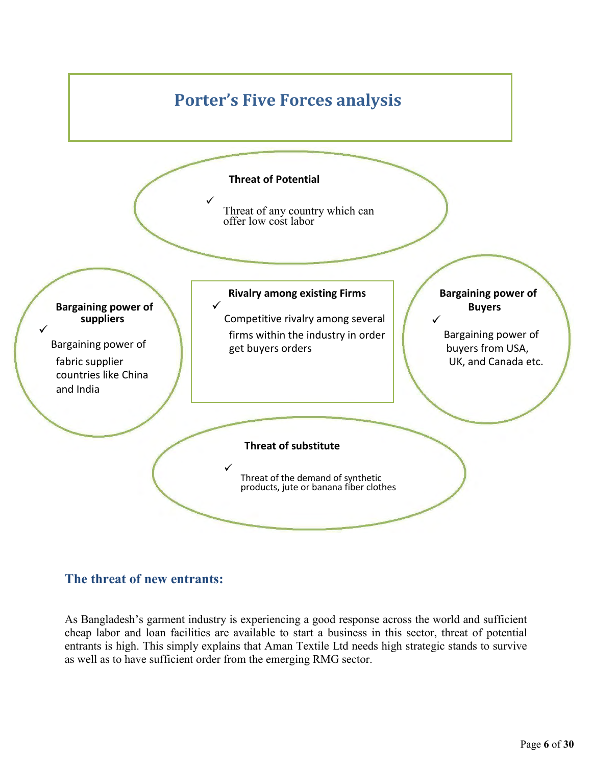# Porter's Five Forces analysis

**Threat of Potential**

- ✓ Threat of any country which can offer low cost labor

**Bargaining power of suppliers**

- ✓ Bargaining power of fabric supplier countries like China and India

**Rivalry among existing Firms**

- ✓ Competitive rivalry among several firms within the industry in order get buyers orders

**Bargaining power of Buyers**

- ✓ Bargaining power of buyers from USA, UK, and Canada etc.

**Threat of substitute**

- ✓ Threat of the demand of synthetic products, jute or banana fiber clothes

## The threat of new entrants:

As Bangladesh's garment industry is experiencing a good response across the world and sufficient cheap labor and loan facilities are available to start a business in this sector, threat of potential entrants is high. This simply explains that Aman Textile Ltd needs high strategic stands to survive as well as to have sufficient order from the emerging RMG sector.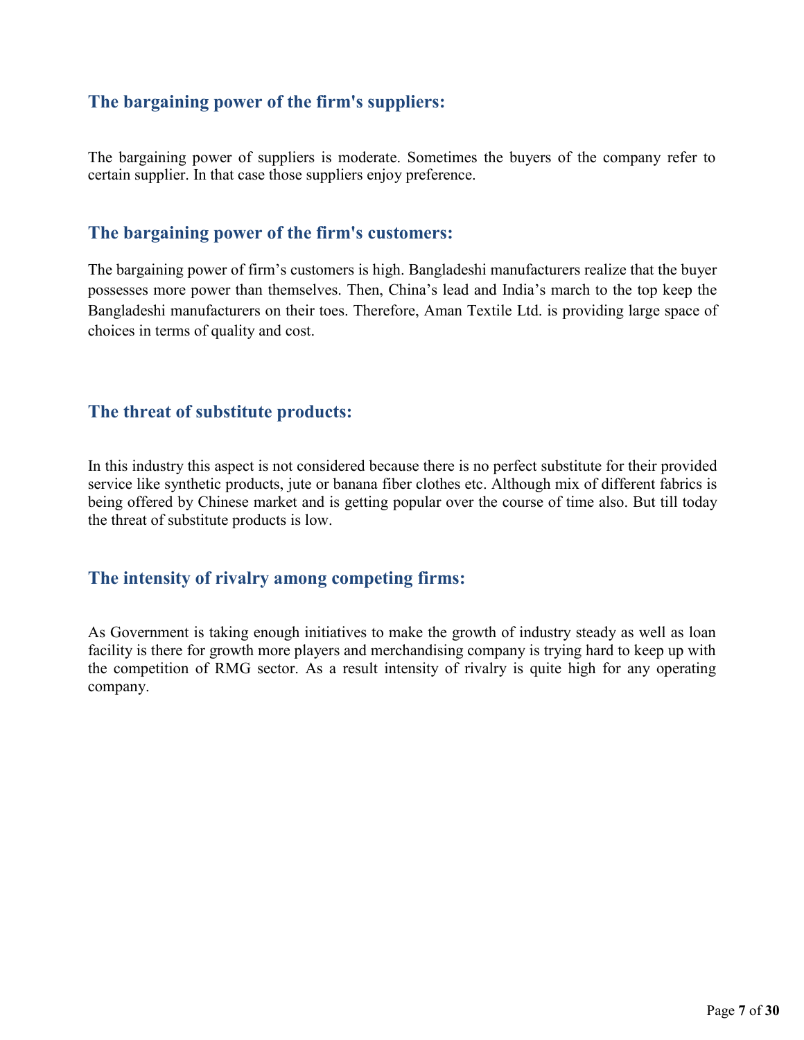### The bargaining power of the firm's suppliers:

The bargaining power of suppliers is moderate. Sometimes the buyers of the company refer to certain supplier. In that case those suppliers enjoy preference.

### The bargaining power of the firm's customers:

The bargaining power of firm's customers is high. Bangladeshi manufacturers realize that the buyer possesses more power than themselves. Then, China's lead and India's march to the top keep the Bangladeshi manufacturers on their toes. Therefore, Aman Textile Ltd. is providing large space of choices in terms of quality and cost.

### The threat of substitute products:

In this industry this aspect is not considered because there is no perfect substitute for their provided service like synthetic products, jute or banana fiber clothes etc. Although mix of different fabrics is being offered by Chinese market and is getting popular over the course of time also. But till today the threat of substitute products is low.

### The intensity of rivalry among competing firms:

As Government is taking enough initiatives to make the growth of industry steady as well as loan facility is there for growth more players and merchandising company is trying hard to keep up with the competition of RMG sector. As a result intensity of rivalry is quite high for any operating company.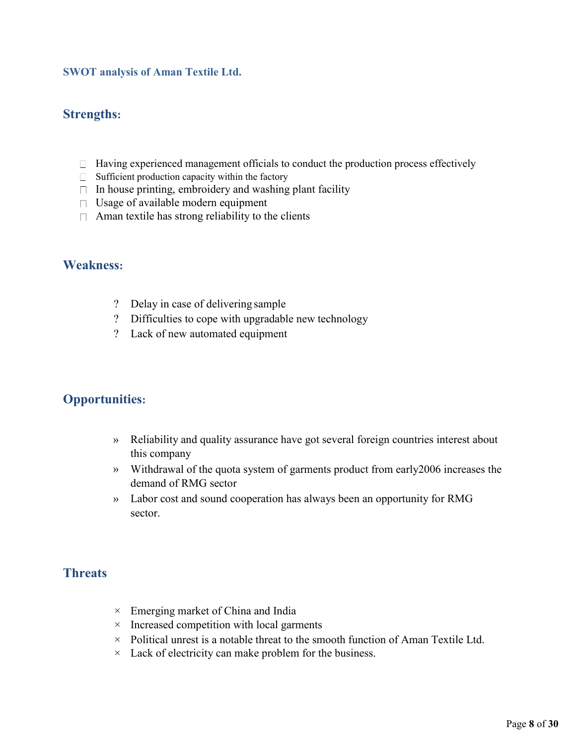**SWOT analysis of Aman Textile Ltd.**

## Strengths:

- Having experienced management officials to conduct the production process effectively
- Sufficient production capacity within the factory
- In house printing, embroidery and washing plant facility
- Usage of available modern equipment
- Aman textile has strong reliability to the clients

## Weakness:

- Delay in case of delivering sample
- Difficulties to cope with upgradable new technology
- Lack of new automated equipment

## Opportunities:

- Reliability and quality assurance have got several foreign countries interest about this company
- Withdrawal of the quota system of garments product from early2006 increases the demand of RMG sector
- Labor cost and sound cooperation has always been an opportunity for RMG sector.

## Threats

- Emerging market of China and India
- Increased competition with local garments
- Political unrest is a notable threat to the smooth function of Aman Textile Ltd.
- Lack of electricity can make problem for the business.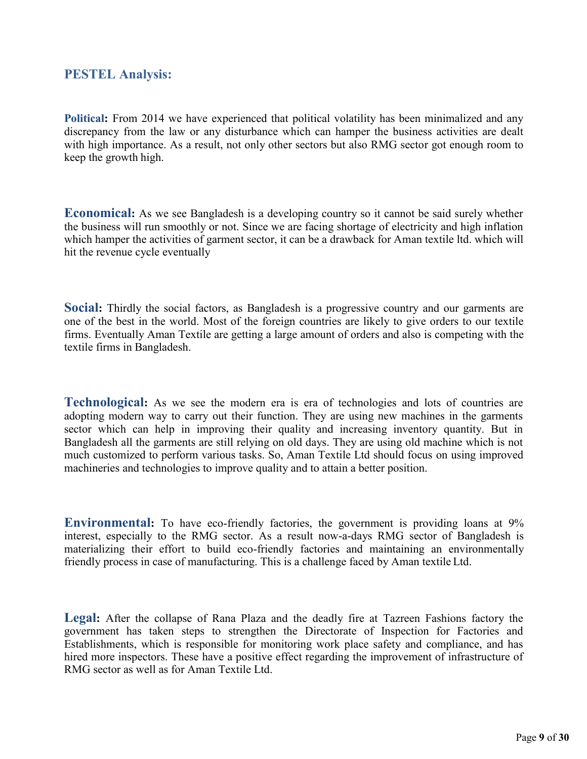## PESTEL Analysis:

**Political:** From 2014 we have experienced that political volatility has been minimalized and any discrepancy from the law or any disturbance which can hamper the business activities are dealt with high importance. As a result, not only other sectors but also RMG sector got enough room to keep the growth high.

**Economical:** As we see Bangladesh is a developing country so it cannot be said surely whether the business will run smoothly or not. Since we are facing shortage of electricity and high inflation which hamper the activities of garment sector, it can be a drawback for Aman textile ltd. which will hit the revenue cycle eventually

**Social:** Thirdly the social factors, as Bangladesh is a progressive country and our garments are one of the best in the world. Most of the foreign countries are likely to give orders to our textile firms. Eventually Aman Textile are getting a large amount of orders and also is competing with the textile firms in Bangladesh.

**Technological:** As we see the modern era is era of technologies and lots of countries are adopting modern way to carry out their function. They are using new machines in the garments sector which can help in improving their quality and increasing inventory quantity. But in Bangladesh all the garments are still relying on old days. They are using old machine which is not much customized to perform various tasks. So, Aman Textile Ltd should focus on using improved machineries and technologies to improve quality and to attain a better position.

**Environmental:** To have eco-friendly factories, the government is providing loans at 9% interest, especially to the RMG sector. As a result now-a-days RMG sector of Bangladesh is materializing their effort to build eco-friendly factories and maintaining an environmentally friendly process in case of manufacturing. This is a challenge faced by Aman textile Ltd.

**Legal:** After the collapse of Rana Plaza and the deadly fire at Tazreen Fashions factory the government has taken steps to strengthen the Directorate of Inspection for Factories and Establishments, which is responsible for monitoring work place safety and compliance, and has hired more inspectors. These have a positive effect regarding the improvement of infrastructure of RMG sector as well as for Aman Textile Ltd.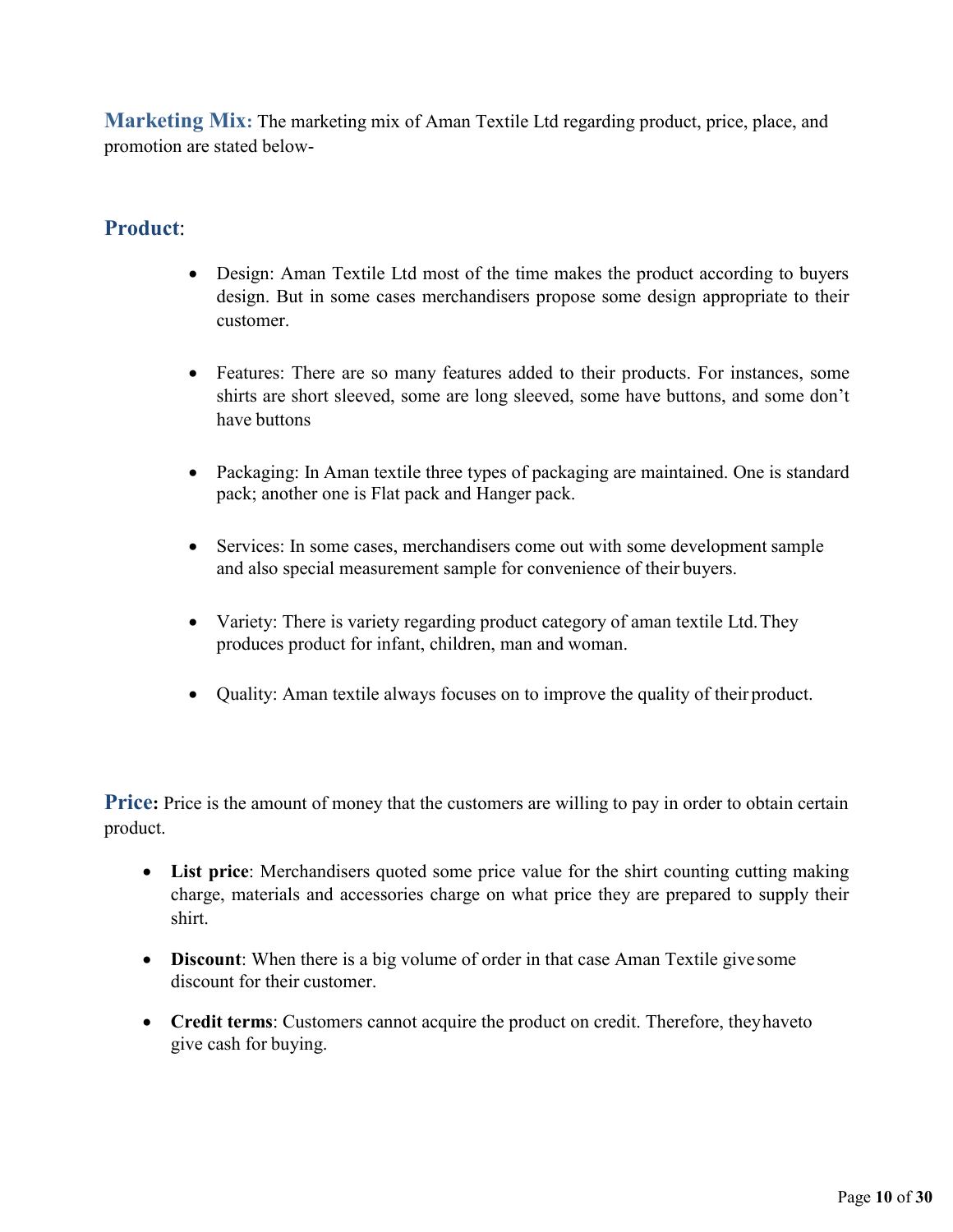**Marketing Mix:** The marketing mix of Aman Textile Ltd regarding product, price, place, and promotion are stated below-

## Product:

- Design: Aman Textile Ltd most of the time makes the product according to buyers design. But in some cases merchandisers propose some design appropriate to their customer.

- Features: There are so many features added to their products. For instances, some shirts are short sleeved, some are long sleeved, some have buttons, and some don't have buttons

- Packaging: In Aman textile three types of packaging are maintained. One is standard pack; another one is Flat pack and Hanger pack.

- Services: In some cases, merchandisers come out with some development sample and also special measurement sample for convenience of their buyers.

- Variety: There is variety regarding product category of aman textile Ltd. They produces product for infant, children, man and woman.

- Quality: Aman textile always focuses on to improve the quality of their product.

**Price:** Price is the amount of money that the customers are willing to pay in order to obtain certain product.

- **List price**: Merchandisers quoted some price value for the shirt counting cutting making charge, materials and accessories charge on what price they are prepared to supply their shirt.

- **Discount**: When there is a big volume of order in that case Aman Textile give some discount for their customer.

- **Credit terms**: Customers cannot acquire the product on credit. Therefore, they have to give cash for buying.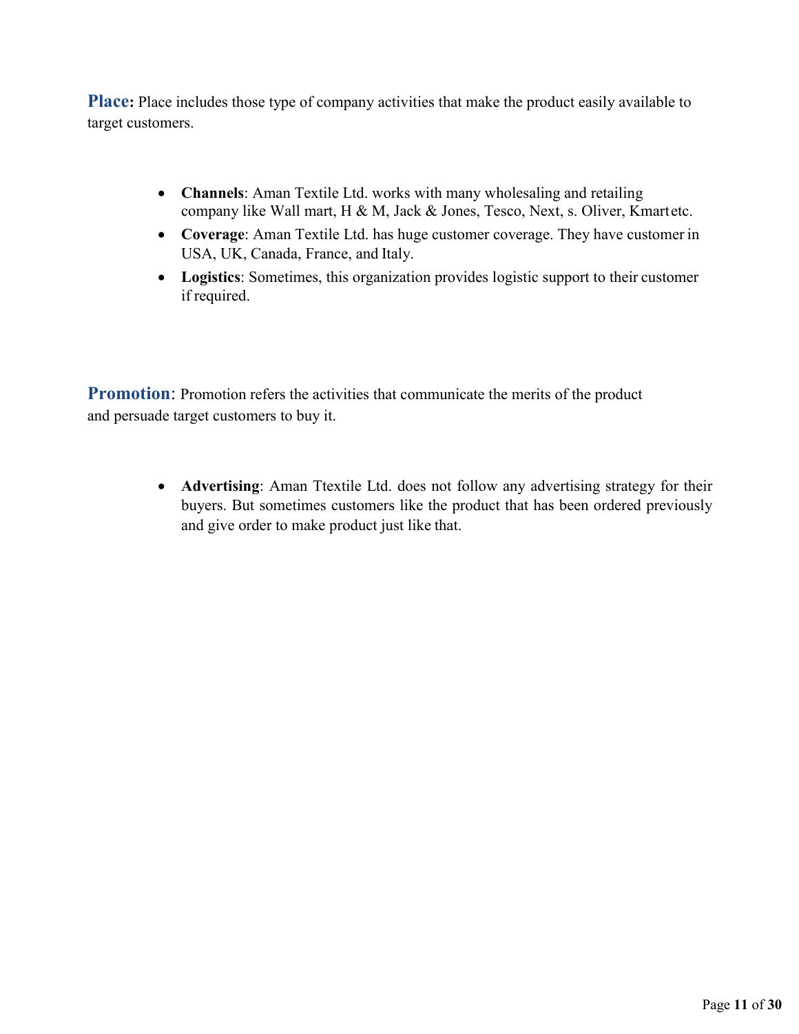**Place:** Place includes those type of company activities that make the product easily available to target customers.

- **Channels**: Aman Textile Ltd. works with many wholesaling and retailing company like Wall mart, H & M, Jack & Jones, Tesco, Next, s. Oliver, Kmart etc.
- **Coverage**: Aman Textile Ltd. has huge customer coverage. They have customer in USA, UK, Canada, France, and Italy.
- **Logistics**: Sometimes, this organization provides logistic support to their customer if required.

**Promotion**: Promotion refers the activities that communicate the merits of the product and persuade target customers to buy it.

- **Advertising**: Aman Ttextile Ltd. does not follow any advertising strategy for their buyers. But sometimes customers like the product that has been ordered previously and give order to make product just like that.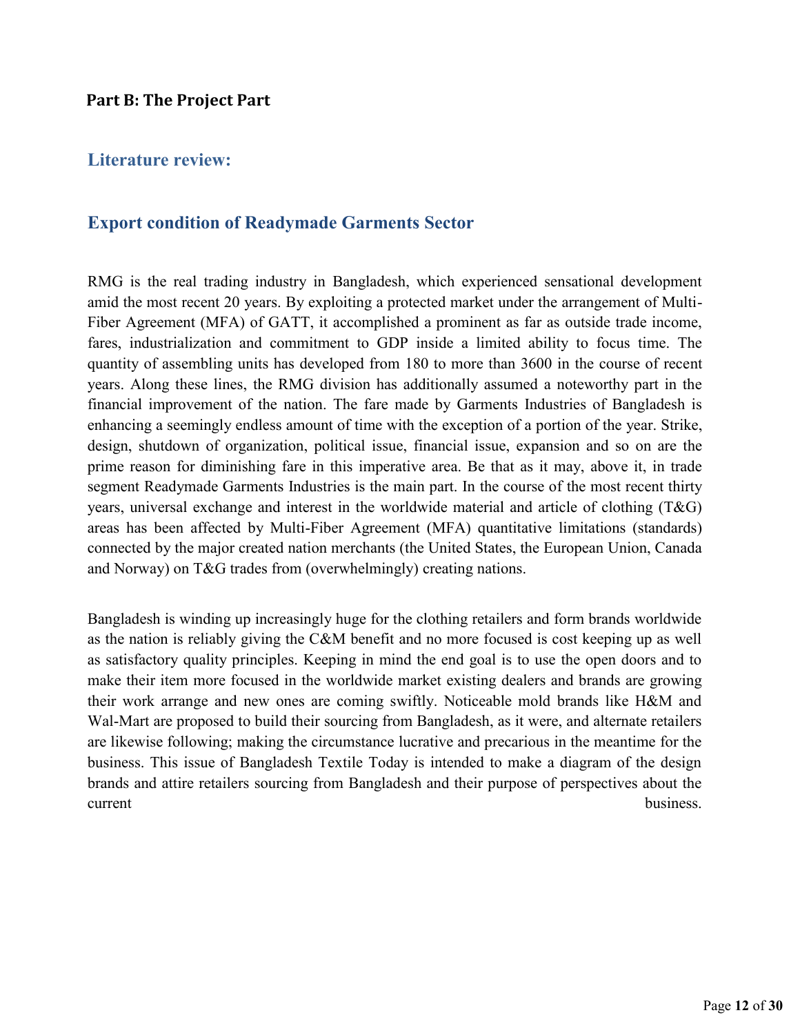## Part B: The Project Part

### Literature review:

### Export condition of Readymade Garments Sector

RMG is the real trading industry in Bangladesh, which experienced sensational development amid the most recent 20 years. By exploiting a protected market under the arrangement of Multi-Fiber Agreement (MFA) of GATT, it accomplished a prominent as far as outside trade income, fares, industrialization and commitment to GDP inside a limited ability to focus time. The quantity of assembling units has developed from 180 to more than 3600 in the course of recent years. Along these lines, the RMG division has additionally assumed a noteworthy part in the financial improvement of the nation. The fare made by Garments Industries of Bangladesh is enhancing a seemingly endless amount of time with the exception of a portion of the year. Strike, design, shutdown of organization, political issue, financial issue, expansion and so on are the prime reason for diminishing fare in this imperative area. Be that as it may, above it, in trade segment Readymade Garments Industries is the main part. In the course of the most recent thirty years, universal exchange and interest in the worldwide material and article of clothing (T&G) areas has been affected by Multi-Fiber Agreement (MFA) quantitative limitations (standards) connected by the major created nation merchants (the United States, the European Union, Canada and Norway) on T&G trades from (overwhelmingly) creating nations.

Bangladesh is winding up increasingly huge for the clothing retailers and form brands worldwide as the nation is reliably giving the C&M benefit and no more focused is cost keeping up as well as satisfactory quality principles. Keeping in mind the end goal is to use the open doors and to make their item more focused in the worldwide market existing dealers and brands are growing their work arrange and new ones are coming swiftly. Noticeable mold brands like H&M and Wal-Mart are proposed to build their sourcing from Bangladesh, as it were, and alternate retailers are likewise following; making the circumstance lucrative and precarious in the meantime for the business. This issue of Bangladesh Textile Today is intended to make a diagram of the design brands and attire retailers sourcing from Bangladesh and their purpose of perspectives about the current business.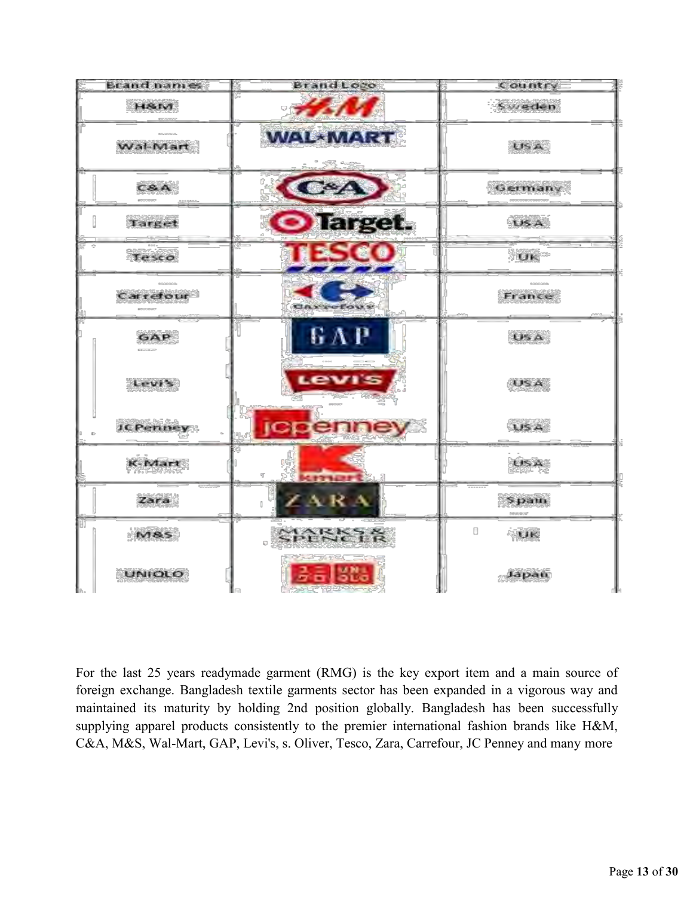| Brand names | Brand Logo | Country |
|---|---|---|
| H&M | H&M | Sweden |
| Wal-Mart | WAL★MART | USA |
| C&A | C&A | Germany |
| Target | Target. | USA |
| Tesco | TESCO | UK |
| Carrefour | Carrefour | France |
| GAP | GAP | USA |
| Levi's | Levi's | USA |
| JCPenney | jcpenney | USA |
| K-Mart | kmart | USA |
| Zara | ZARA | Spain |
| M&S | MARKS & SPENCER | UK |
| UNIQLO | UNIQLO | Japan |

For the last 25 years readymade garment (RMG) is the key export item and a main source of foreign exchange. Bangladesh textile garments sector has been expanded in a vigorous way and maintained its maturity by holding 2nd position globally. Bangladesh has been successfully supplying apparel products consistently to the premier international fashion brands like H&M, C&A, M&S, Wal-Mart, GAP, Levi's, s. Oliver, Tesco, Zara, Carrefour, JC Penney and many more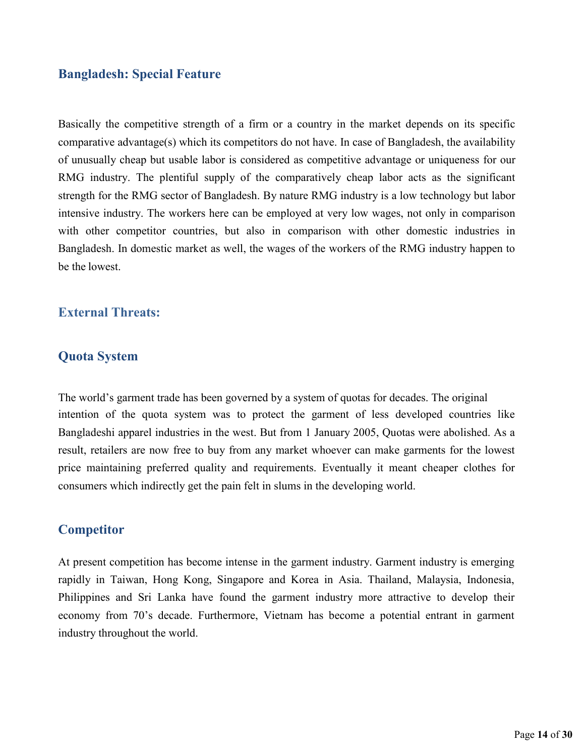## Bangladesh: Special Feature

Basically the competitive strength of a firm or a country in the market depends on its specific comparative advantage(s) which its competitors do not have. In case of Bangladesh, the availability of unusually cheap but usable labor is considered as competitive advantage or uniqueness for our RMG industry. The plentiful supply of the comparatively cheap labor acts as the significant strength for the RMG sector of Bangladesh. By nature RMG industry is a low technology but labor intensive industry. The workers here can be employed at very low wages, not only in comparison with other competitor countries, but also in comparison with other domestic industries in Bangladesh. In domestic market as well, the wages of the workers of the RMG industry happen to be the lowest.

## External Threats:

## Quota System

The world's garment trade has been governed by a system of quotas for decades. The original intention of the quota system was to protect the garment of less developed countries like Bangladeshi apparel industries in the west. But from 1 January 2005, Quotas were abolished. As a result, retailers are now free to buy from any market whoever can make garments for the lowest price maintaining preferred quality and requirements. Eventually it meant cheaper clothes for consumers which indirectly get the pain felt in slums in the developing world.

## Competitor

At present competition has become intense in the garment industry. Garment industry is emerging rapidly in Taiwan, Hong Kong, Singapore and Korea in Asia. Thailand, Malaysia, Indonesia, Philippines and Sri Lanka have found the garment industry more attractive to develop their economy from 70's decade. Furthermore, Vietnam has become a potential entrant in garment industry throughout the world.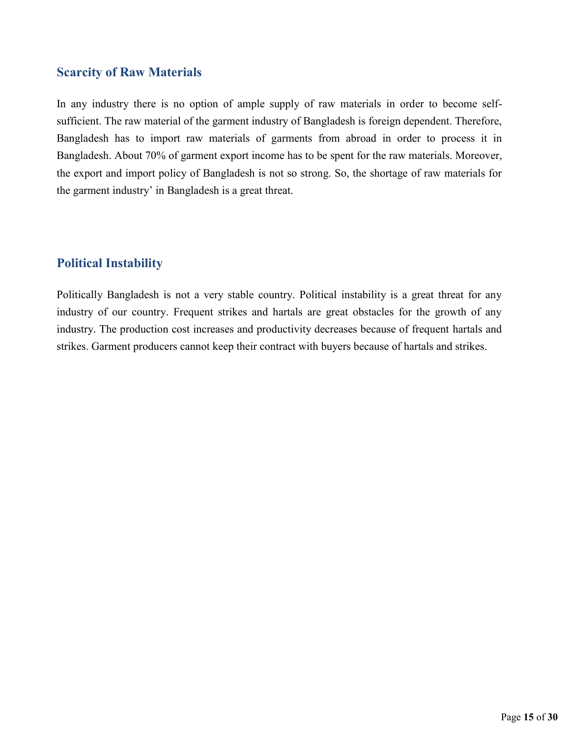## Scarcity of Raw Materials

In any industry there is no option of ample supply of raw materials in order to become self-sufficient. The raw material of the garment industry of Bangladesh is foreign dependent. Therefore, Bangladesh has to import raw materials of garments from abroad in order to process it in Bangladesh. About 70% of garment export income has to be spent for the raw materials. Moreover, the export and import policy of Bangladesh is not so strong. So, the shortage of raw materials for the garment industry' in Bangladesh is a great threat.

## Political Instability

Politically Bangladesh is not a very stable country. Political instability is a great threat for any industry of our country. Frequent strikes and hartals are great obstacles for the growth of any industry. The production cost increases and productivity decreases because of frequent hartals and strikes. Garment producers cannot keep their contract with buyers because of hartals and strikes.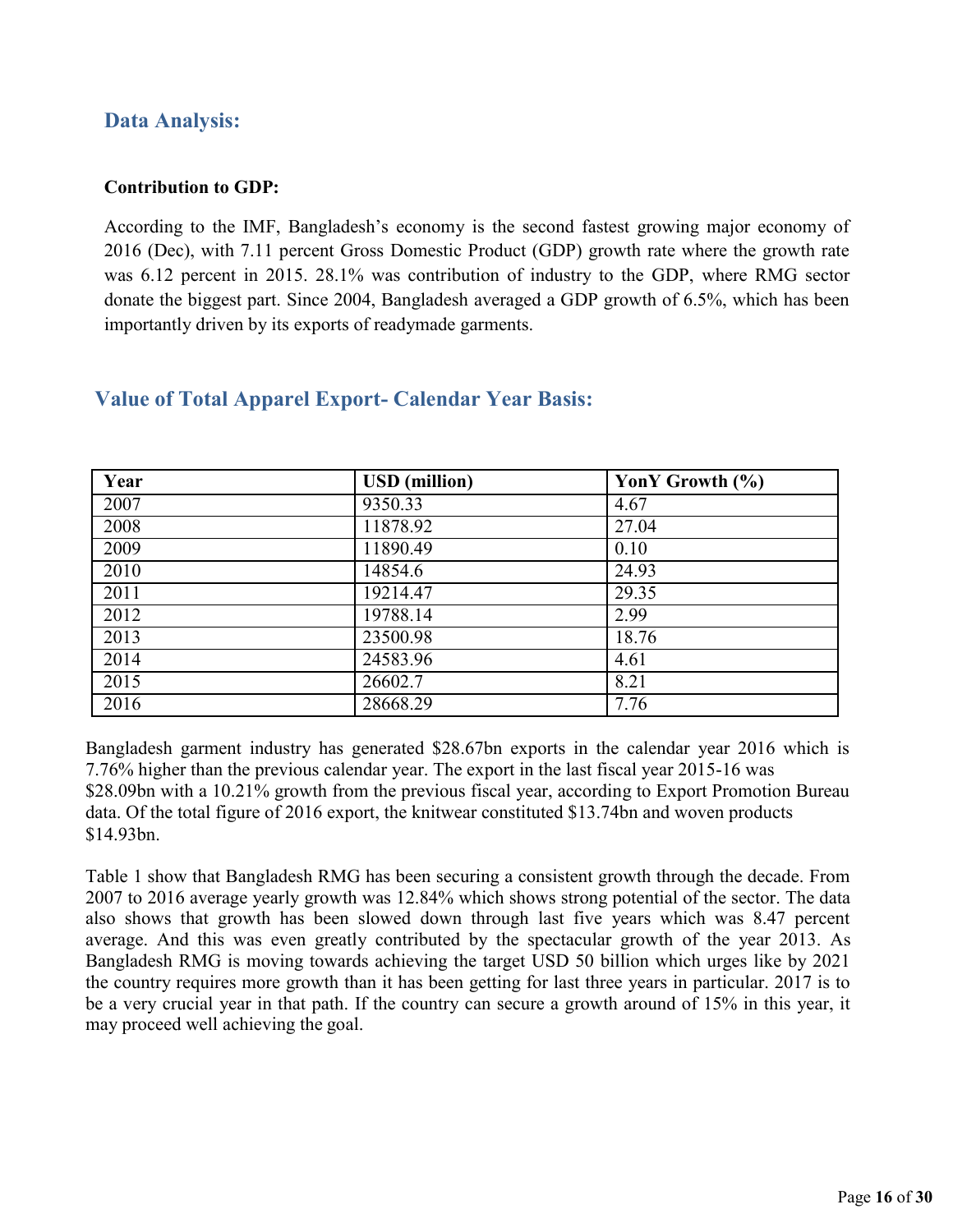## Data Analysis:

**Contribution to GDP:**

According to the IMF, Bangladesh's economy is the second fastest growing major economy of 2016 (Dec), with 7.11 percent Gross Domestic Product (GDP) growth rate where the growth rate was 6.12 percent in 2015. 28.1% was contribution of industry to the GDP, where RMG sector donate the biggest part. Since 2004, Bangladesh averaged a GDP growth of 6.5%, which has been importantly driven by its exports of readymade garments.

## Value of Total Apparel Export- Calendar Year Basis:

| Year | USD (million) | YonY Growth (%) |
|---|---|---|
| 2007 | 9350.33 | 4.67 |
| 2008 | 11878.92 | 27.04 |
| 2009 | 11890.49 | 0.10 |
| 2010 | 14854.6 | 24.93 |
| 2011 | 19214.47 | 29.35 |
| 2012 | 19788.14 | 2.99 |
| 2013 | 23500.98 | 18.76 |
| 2014 | 24583.96 | 4.61 |
| 2015 | 26602.7 | 8.21 |
| 2016 | 28668.29 | 7.76 |

Bangladesh garment industry has generated $28.67bn exports in the calendar year 2016 which is 7.76% higher than the previous calendar year. The export in the last fiscal year 2015-16 was $28.09bn with a 10.21% growth from the previous fiscal year, according to Export Promotion Bureau data. Of the total figure of 2016 export, the knitwear constituted $13.74bn and woven products $14.93bn.

Table 1 show that Bangladesh RMG has been securing a consistent growth through the decade. From 2007 to 2016 average yearly growth was 12.84% which shows strong potential of the sector. The data also shows that growth has been slowed down through last five years which was 8.47 percent average. And this was even greatly contributed by the spectacular growth of the year 2013. As Bangladesh RMG is moving towards achieving the target USD 50 billion which urges like by 2021 the country requires more growth than it has been getting for last three years in particular. 2017 is to be a very crucial year in that path. If the country can secure a growth around of 15% in this year, it may proceed well achieving the goal.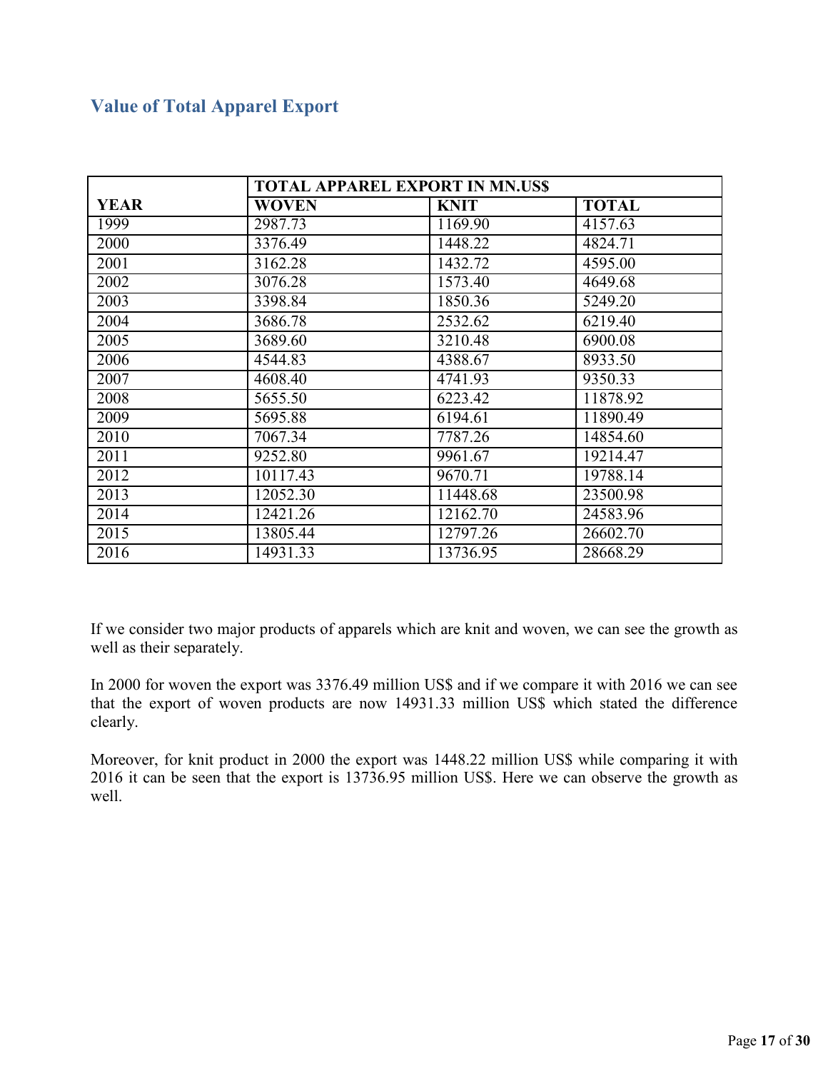## Value of Total Apparel Export

| YEAR | TOTAL APPAREL EXPORT IN MN.US$ | | |
|---|---|---|---|
| | WOVEN | KNIT | TOTAL |
| 1999 | 2987.73 | 1169.90 | 4157.63 |
| 2000 | 3376.49 | 1448.22 | 4824.71 |
| 2001 | 3162.28 | 1432.72 | 4595.00 |
| 2002 | 3076.28 | 1573.40 | 4649.68 |
| 2003 | 3398.84 | 1850.36 | 5249.20 |
| 2004 | 3686.78 | 2532.62 | 6219.40 |
| 2005 | 3689.60 | 3210.48 | 6900.08 |
| 2006 | 4544.83 | 4388.67 | 8933.50 |
| 2007 | 4608.40 | 4741.93 | 9350.33 |
| 2008 | 5655.50 | 6223.42 | 11878.92 |
| 2009 | 5695.88 | 6194.61 | 11890.49 |
| 2010 | 7067.34 | 7787.26 | 14854.60 |
| 2011 | 9252.80 | 9961.67 | 19214.47 |
| 2012 | 10117.43 | 9670.71 | 19788.14 |
| 2013 | 12052.30 | 11448.68 | 23500.98 |
| 2014 | 12421.26 | 12162.70 | 24583.96 |
| 2015 | 13805.44 | 12797.26 | 26602.70 |
| 2016 | 14931.33 | 13736.95 | 28668.29 |

If we consider two major products of apparels which are knit and woven, we can see the growth as well as their separately.

In 2000 for woven the export was 3376.49 million US$ and if we compare it with 2016 we can see that the export of woven products are now 14931.33 million US$ which stated the difference clearly.

Moreover, for knit product in 2000 the export was 1448.22 million US$ while comparing it with 2016 it can be seen that the export is 13736.95 million US$. Here we can observe the growth as well.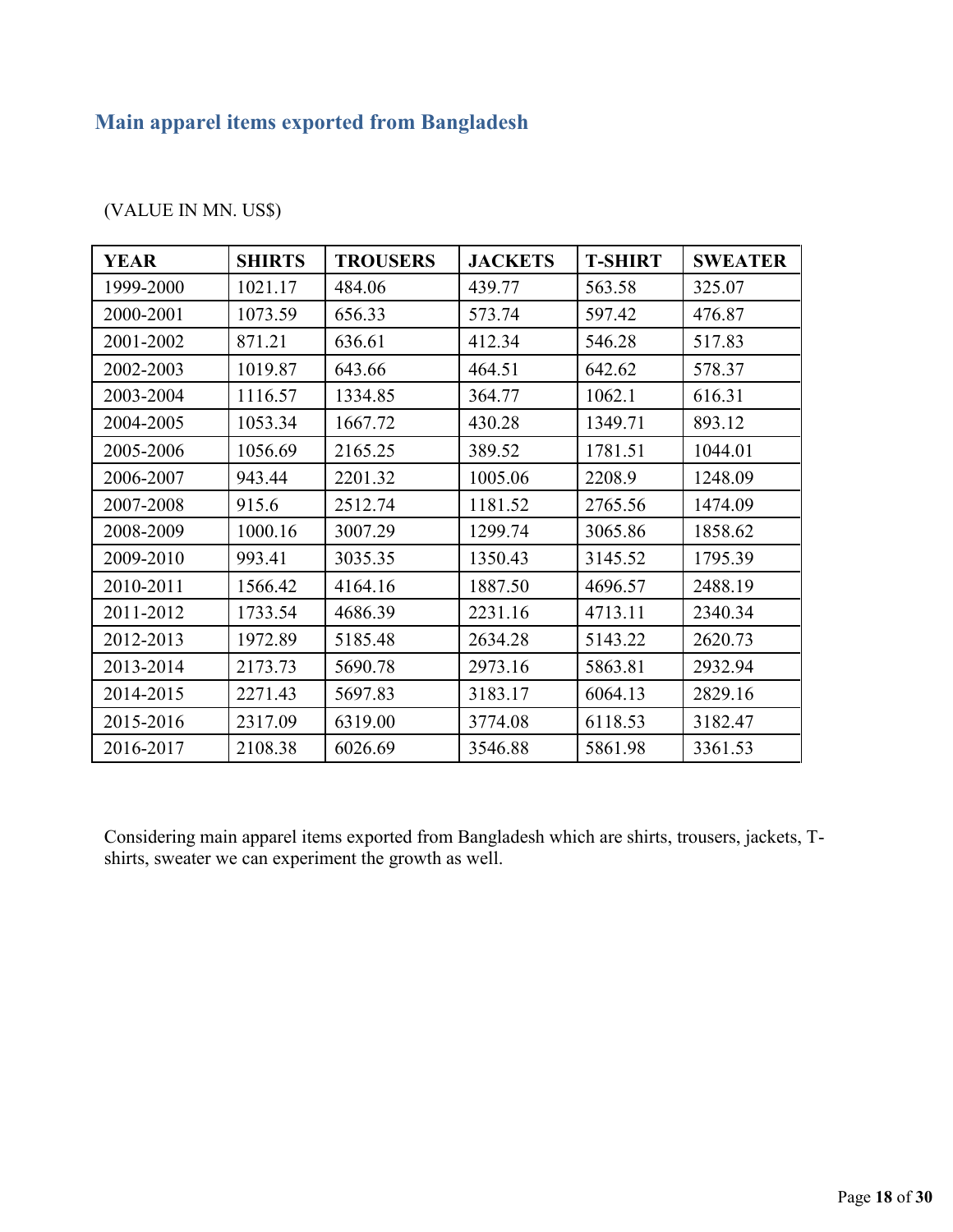## Main apparel items exported from Bangladesh

(VALUE IN MN. US$)

| YEAR | SHIRTS | TROUSERS | JACKETS | T-SHIRT | SWEATER |
|---|---|---|---|---|---|
| 1999-2000 | 1021.17 | 484.06 | 439.77 | 563.58 | 325.07 |
| 2000-2001 | 1073.59 | 656.33 | 573.74 | 597.42 | 476.87 |
| 2001-2002 | 871.21 | 636.61 | 412.34 | 546.28 | 517.83 |
| 2002-2003 | 1019.87 | 643.66 | 464.51 | 642.62 | 578.37 |
| 2003-2004 | 1116.57 | 1334.85 | 364.77 | 1062.1 | 616.31 |
| 2004-2005 | 1053.34 | 1667.72 | 430.28 | 1349.71 | 893.12 |
| 2005-2006 | 1056.69 | 2165.25 | 389.52 | 1781.51 | 1044.01 |
| 2006-2007 | 943.44 | 2201.32 | 1005.06 | 2208.9 | 1248.09 |
| 2007-2008 | 915.6 | 2512.74 | 1181.52 | 2765.56 | 1474.09 |
| 2008-2009 | 1000.16 | 3007.29 | 1299.74 | 3065.86 | 1858.62 |
| 2009-2010 | 993.41 | 3035.35 | 1350.43 | 3145.52 | 1795.39 |
| 2010-2011 | 1566.42 | 4164.16 | 1887.50 | 4696.57 | 2488.19 |
| 2011-2012 | 1733.54 | 4686.39 | 2231.16 | 4713.11 | 2340.34 |
| 2012-2013 | 1972.89 | 5185.48 | 2634.28 | 5143.22 | 2620.73 |
| 2013-2014 | 2173.73 | 5690.78 | 2973.16 | 5863.81 | 2932.94 |
| 2014-2015 | 2271.43 | 5697.83 | 3183.17 | 6064.13 | 2829.16 |
| 2015-2016 | 2317.09 | 6319.00 | 3774.08 | 6118.53 | 3182.47 |
| 2016-2017 | 2108.38 | 6026.69 | 3546.88 | 5861.98 | 3361.53 |

Considering main apparel items exported from Bangladesh which are shirts, trousers, jackets, T-shirts, sweater we can experiment the growth as well.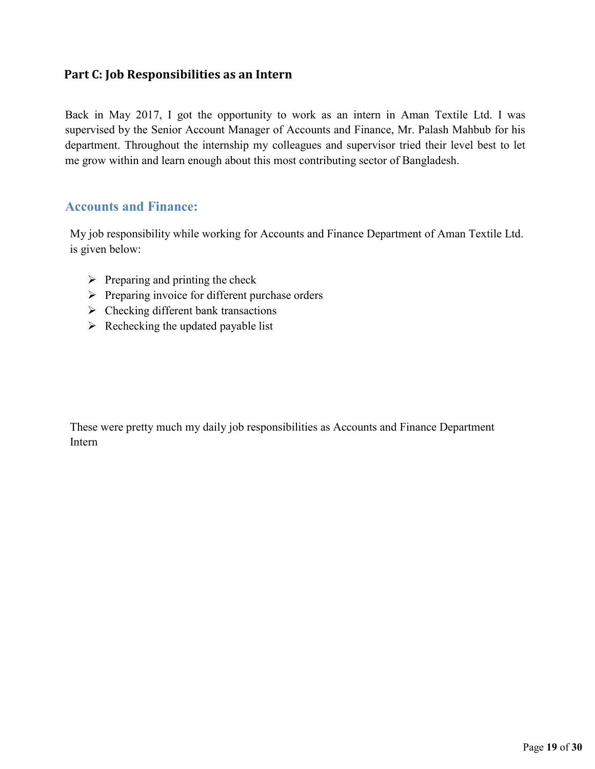## Part C: Job Responsibilities as an Intern

Back in May 2017, I got the opportunity to work as an intern in Aman Textile Ltd. I was supervised by the Senior Account Manager of Accounts and Finance, Mr. Palash Mahbub for his department. Throughout the internship my colleagues and supervisor tried their level best to let me grow within and learn enough about this most contributing sector of Bangladesh.

### Accounts and Finance:

My job responsibility while working for Accounts and Finance Department of Aman Textile Ltd. is given below:

- Preparing and printing the check
- Preparing invoice for different purchase orders
- Checking different bank transactions
- Rechecking the updated payable list

These were pretty much my daily job responsibilities as Accounts and Finance Department Intern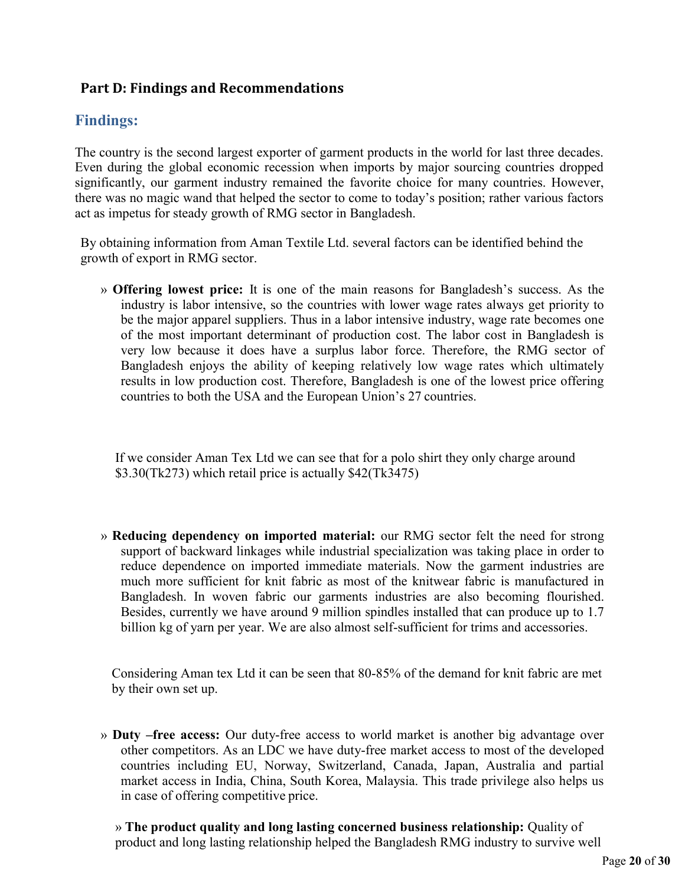## Part D: Findings and Recommendations

### Findings:

The country is the second largest exporter of garment products in the world for last three decades. Even during the global economic recession when imports by major sourcing countries dropped significantly, our garment industry remained the favorite choice for many countries. However, there was no magic wand that helped the sector to come to today's position; rather various factors act as impetus for steady growth of RMG sector in Bangladesh.

By obtaining information from Aman Textile Ltd. several factors can be identified behind the growth of export in RMG sector.

» **Offering lowest price:** It is one of the main reasons for Bangladesh's success. As the industry is labor intensive, so the countries with lower wage rates always get priority to be the major apparel suppliers. Thus in a labor intensive industry, wage rate becomes one of the most important determinant of production cost. The labor cost in Bangladesh is very low because it does have a surplus labor force. Therefore, the RMG sector of Bangladesh enjoys the ability of keeping relatively low wage rates which ultimately results in low production cost. Therefore, Bangladesh is one of the lowest price offering countries to both the USA and the European Union's 27 countries.

If we consider Aman Tex Ltd we can see that for a polo shirt they only charge around $3.30(Tk273) which retail price is actually $42(Tk3475)

» **Reducing dependency on imported material:** our RMG sector felt the need for strong support of backward linkages while industrial specialization was taking place in order to reduce dependence on imported immediate materials. Now the garment industries are much more sufficient for knit fabric as most of the knitwear fabric is manufactured in Bangladesh. In woven fabric our garments industries are also becoming flourished. Besides, currently we have around 9 million spindles installed that can produce up to 1.7 billion kg of yarn per year. We are also almost self-sufficient for trims and accessories.

Considering Aman tex Ltd it can be seen that 80-85% of the demand for knit fabric are met by their own set up.

» **Duty –free access:** Our duty-free access to world market is another big advantage over other competitors. As an LDC we have duty-free market access to most of the developed countries including EU, Norway, Switzerland, Canada, Japan, Australia and partial market access in India, China, South Korea, Malaysia. This trade privilege also helps us in case of offering competitive price.

» **The product quality and long lasting concerned business relationship:** Quality of product and long lasting relationship helped the Bangladesh RMG industry to survive well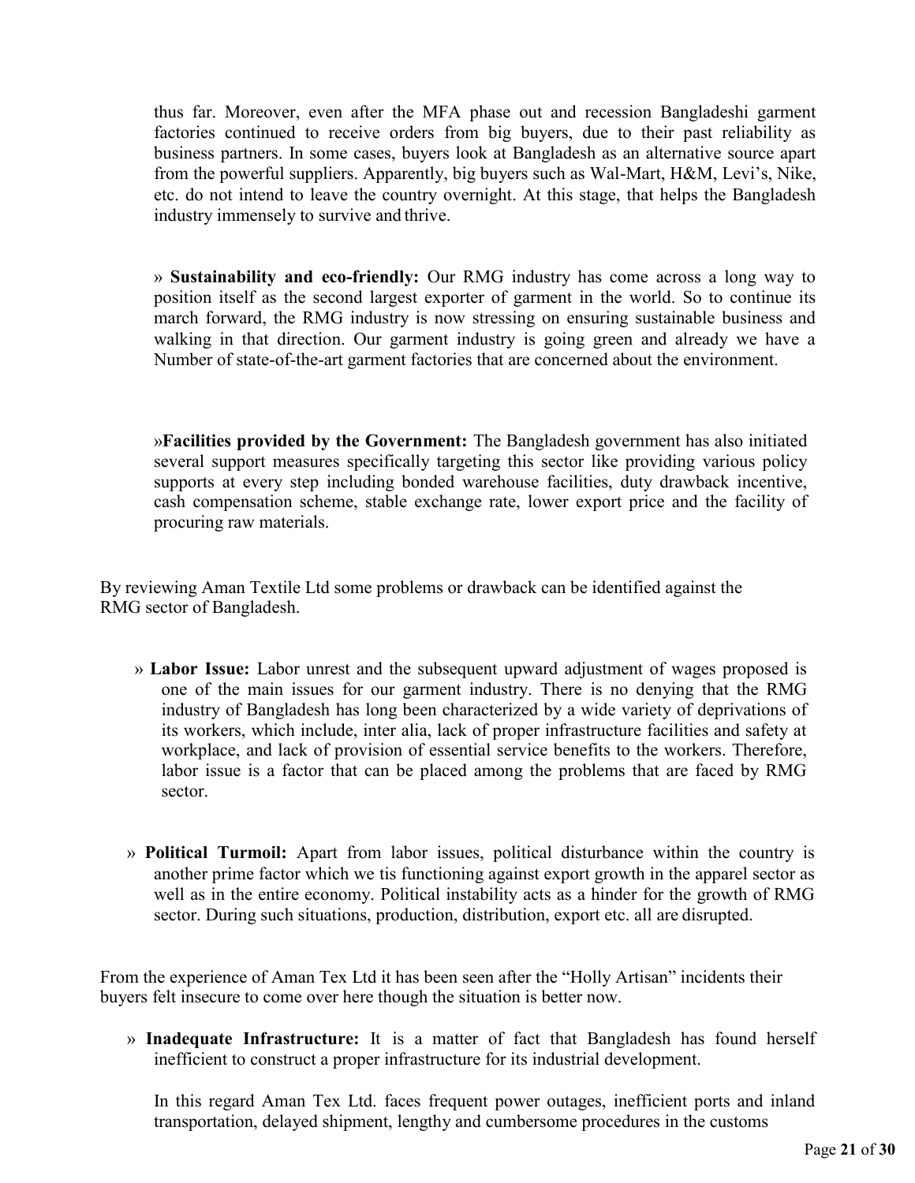thus far. Moreover, even after the MFA phase out and recession Bangladeshi garment factories continued to receive orders from big buyers, due to their past reliability as business partners. In some cases, buyers look at Bangladesh as an alternative source apart from the powerful suppliers. Apparently, big buyers such as Wal-Mart, H&M, Levi's, Nike, etc. do not intend to leave the country overnight. At this stage, that helps the Bangladesh industry immensely to survive and thrive.

» **Sustainability and eco-friendly:** Our RMG industry has come across a long way to position itself as the second largest exporter of garment in the world. So to continue its march forward, the RMG industry is now stressing on ensuring sustainable business and walking in that direction. Our garment industry is going green and already we have a Number of state-of-the-art garment factories that are concerned about the environment.

»**Facilities provided by the Government:** The Bangladesh government has also initiated several support measures specifically targeting this sector like providing various policy supports at every step including bonded warehouse facilities, duty drawback incentive, cash compensation scheme, stable exchange rate, lower export price and the facility of procuring raw materials.

By reviewing Aman Textile Ltd some problems or drawback can be identified against the RMG sector of Bangladesh.

» **Labor Issue:** Labor unrest and the subsequent upward adjustment of wages proposed is one of the main issues for our garment industry. There is no denying that the RMG industry of Bangladesh has long been characterized by a wide variety of deprivations of its workers, which include, inter alia, lack of proper infrastructure facilities and safety at workplace, and lack of provision of essential service benefits to the workers. Therefore, labor issue is a factor that can be placed among the problems that are faced by RMG sector.

» **Political Turmoil:** Apart from labor issues, political disturbance within the country is another prime factor which we tis functioning against export growth in the apparel sector as well as in the entire economy. Political instability acts as a hinder for the growth of RMG sector. During such situations, production, distribution, export etc. all are disrupted.

From the experience of Aman Tex Ltd it has been seen after the "Holly Artisan" incidents their buyers felt insecure to come over here though the situation is better now.

» **Inadequate Infrastructure:** It is a matter of fact that Bangladesh has found herself inefficient to construct a proper infrastructure for its industrial development.

In this regard Aman Tex Ltd. faces frequent power outages, inefficient ports and inland transportation, delayed shipment, lengthy and cumbersome procedures in the customs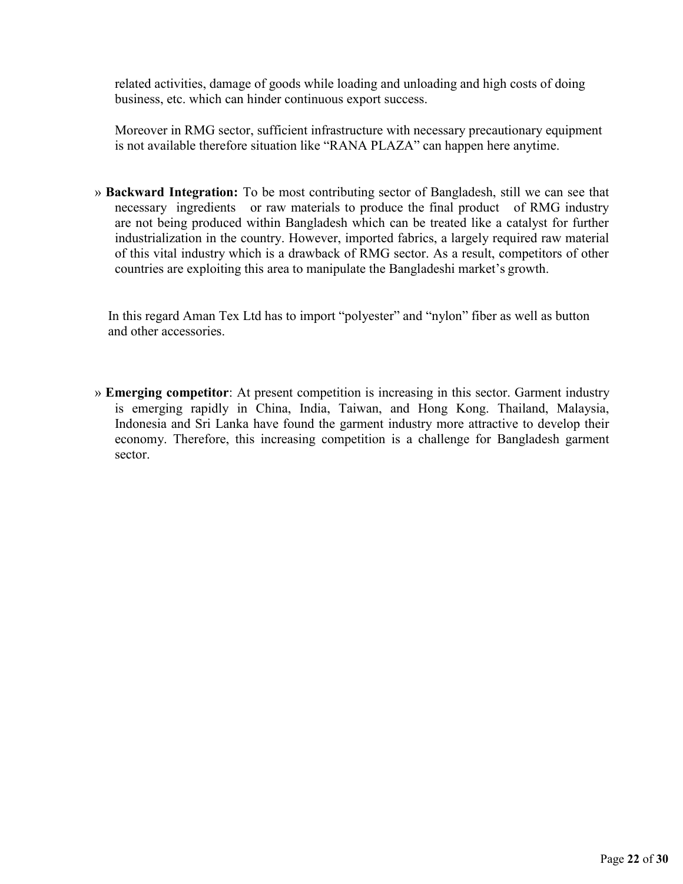related activities, damage of goods while loading and unloading and high costs of doing business, etc. which can hinder continuous export success.

Moreover in RMG sector, sufficient infrastructure with necessary precautionary equipment is not available therefore situation like "RANA PLAZA" can happen here anytime.

» **Backward Integration:** To be most contributing sector of Bangladesh, still we can see that necessary ingredients or raw materials to produce the final product of RMG industry are not being produced within Bangladesh which can be treated like a catalyst for further industrialization in the country. However, imported fabrics, a largely required raw material of this vital industry which is a drawback of RMG sector. As a result, competitors of other countries are exploiting this area to manipulate the Bangladeshi market's growth.

In this regard Aman Tex Ltd has to import "polyester" and "nylon" fiber as well as button and other accessories.

» **Emerging competitor**: At present competition is increasing in this sector. Garment industry is emerging rapidly in China, India, Taiwan, and Hong Kong. Thailand, Malaysia, Indonesia and Sri Lanka have found the garment industry more attractive to develop their economy. Therefore, this increasing competition is a challenge for Bangladesh garment sector.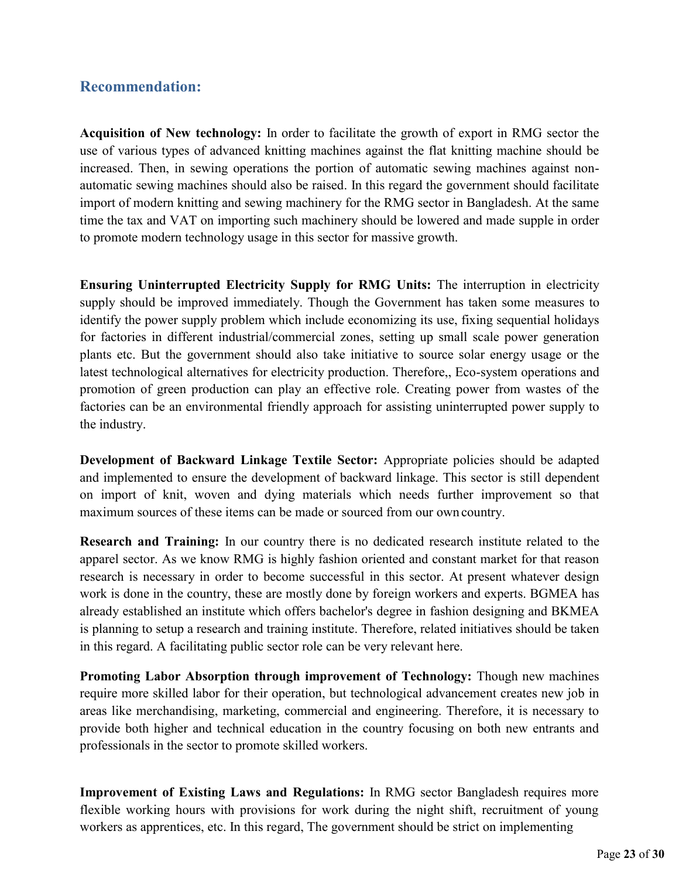## Recommendation:

**Acquisition of New technology:** In order to facilitate the growth of export in RMG sector the use of various types of advanced knitting machines against the flat knitting machine should be increased. Then, in sewing operations the portion of automatic sewing machines against non-automatic sewing machines should also be raised. In this regard the government should facilitate import of modern knitting and sewing machinery for the RMG sector in Bangladesh. At the same time the tax and VAT on importing such machinery should be lowered and made supple in order to promote modern technology usage in this sector for massive growth.

**Ensuring Uninterrupted Electricity Supply for RMG Units:** The interruption in electricity supply should be improved immediately. Though the Government has taken some measures to identify the power supply problem which include economizing its use, fixing sequential holidays for factories in different industrial/commercial zones, setting up small scale power generation plants etc. But the government should also take initiative to source solar energy usage or the latest technological alternatives for electricity production. Therefore,, Eco-system operations and promotion of green production can play an effective role. Creating power from wastes of the factories can be an environmental friendly approach for assisting uninterrupted power supply to the industry.

**Development of Backward Linkage Textile Sector:** Appropriate policies should be adapted and implemented to ensure the development of backward linkage. This sector is still dependent on import of knit, woven and dying materials which needs further improvement so that maximum sources of these items can be made or sourced from our own country.

**Research and Training:** In our country there is no dedicated research institute related to the apparel sector. As we know RMG is highly fashion oriented and constant market for that reason research is necessary in order to become successful in this sector. At present whatever design work is done in the country, these are mostly done by foreign workers and experts. BGMEA has already established an institute which offers bachelor's degree in fashion designing and BKMEA is planning to setup a research and training institute. Therefore, related initiatives should be taken in this regard. A facilitating public sector role can be very relevant here.

**Promoting Labor Absorption through improvement of Technology:** Though new machines require more skilled labor for their operation, but technological advancement creates new job in areas like merchandising, marketing, commercial and engineering. Therefore, it is necessary to provide both higher and technical education in the country focusing on both new entrants and professionals in the sector to promote skilled workers.

**Improvement of Existing Laws and Regulations:** In RMG sector Bangladesh requires more flexible working hours with provisions for work during the night shift, recruitment of young workers as apprentices, etc. In this regard, The government should be strict on implementing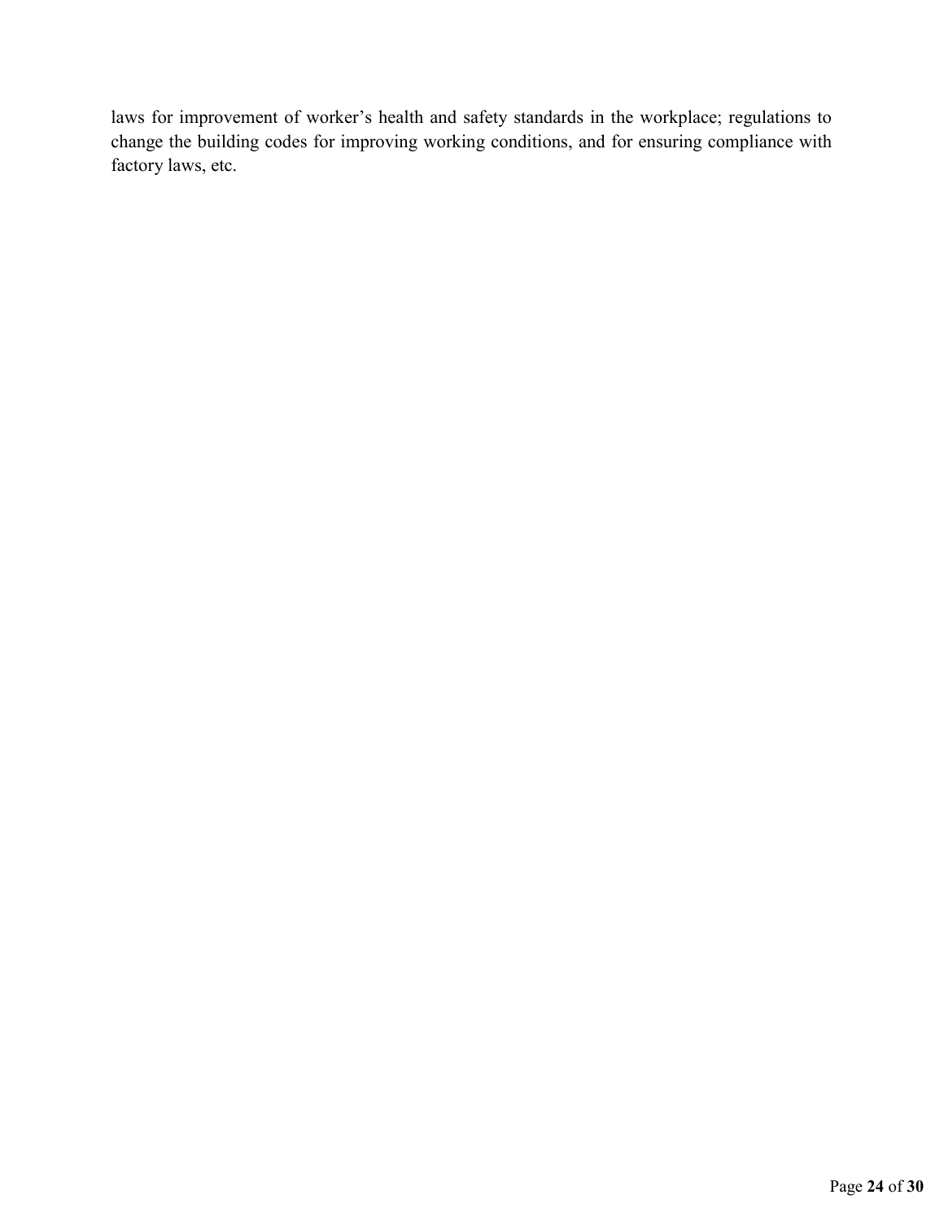laws for improvement of worker's health and safety standards in the workplace; regulations to change the building codes for improving working conditions, and for ensuring compliance with factory laws, etc.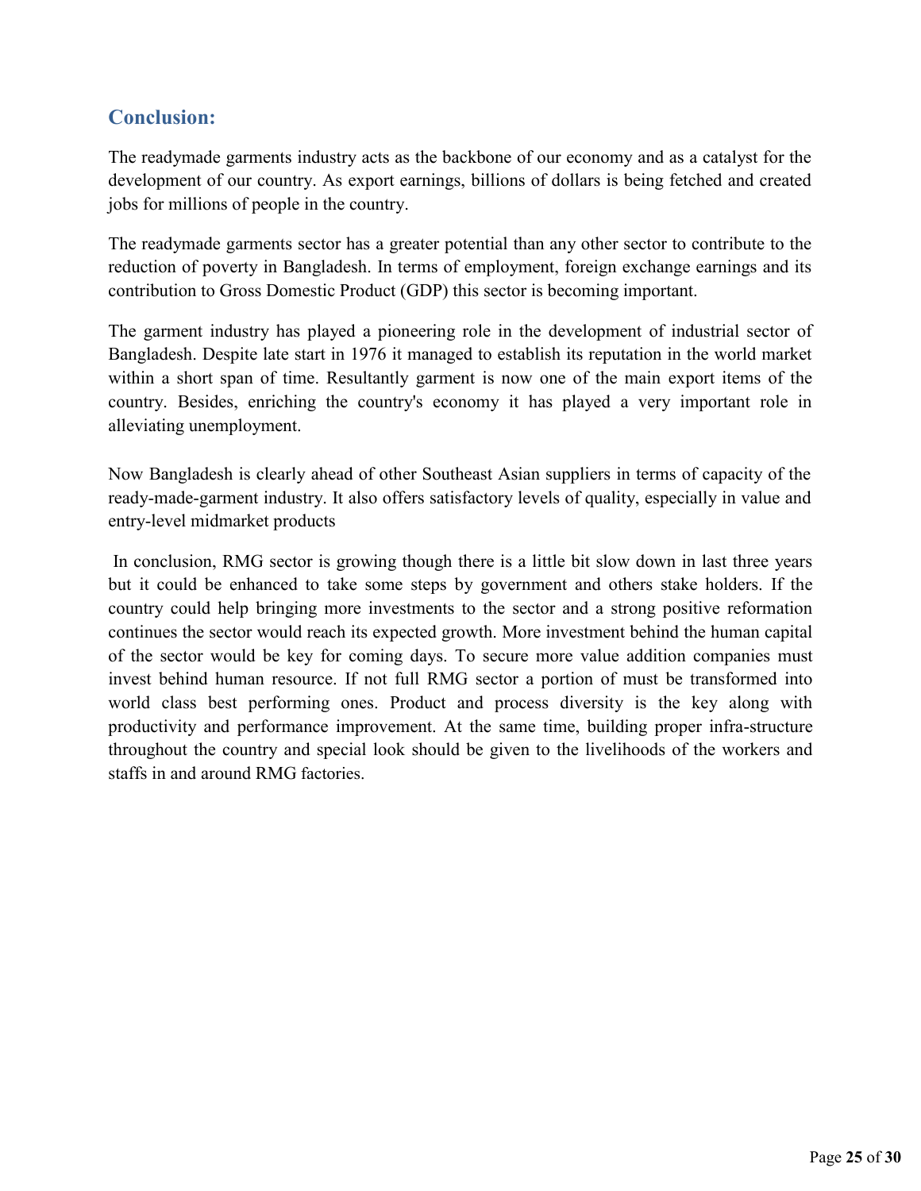## Conclusion:

The readymade garments industry acts as the backbone of our economy and as a catalyst for the development of our country. As export earnings, billions of dollars is being fetched and created jobs for millions of people in the country.

The readymade garments sector has a greater potential than any other sector to contribute to the reduction of poverty in Bangladesh. In terms of employment, foreign exchange earnings and its contribution to Gross Domestic Product (GDP) this sector is becoming important.

The garment industry has played a pioneering role in the development of industrial sector of Bangladesh. Despite late start in 1976 it managed to establish its reputation in the world market within a short span of time. Resultantly garment is now one of the main export items of the country. Besides, enriching the country's economy it has played a very important role in alleviating unemployment.

Now Bangladesh is clearly ahead of other Southeast Asian suppliers in terms of capacity of the ready-made-garment industry. It also offers satisfactory levels of quality, especially in value and entry-level midmarket products

In conclusion, RMG sector is growing though there is a little bit slow down in last three years but it could be enhanced to take some steps by government and others stake holders. If the country could help bringing more investments to the sector and a strong positive reformation continues the sector would reach its expected growth. More investment behind the human capital of the sector would be key for coming days. To secure more value addition companies must invest behind human resource. If not full RMG sector a portion of must be transformed into world class best performing ones. Product and process diversity is the key along with productivity and performance improvement. At the same time, building proper infra-structure throughout the country and special look should be given to the livelihoods of the workers and staffs in and around RMG factories.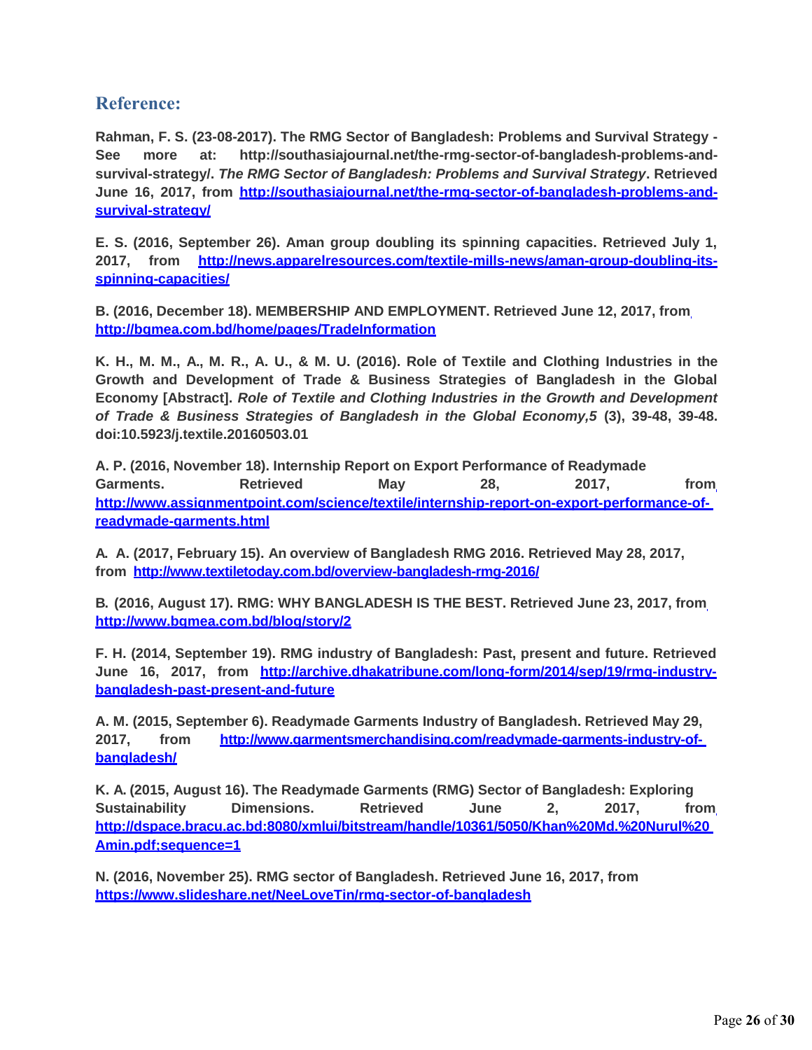## Reference:

**Rahman, F. S. (23-08-2017). The RMG Sector of Bangladesh: Problems and Survival Strategy - See more at: http://southasiajournal.net/the-rmg-sector-of-bangladesh-problems-and-survival-strategy/. *The RMG Sector of Bangladesh: Problems and Survival Strategy*. Retrieved June 16, 2017, from [http://southasiajournal.net/the-rmg-sector-of-bangladesh-problems-and-survival-strategy/](http://southasiajournal.net/the-rmg-sector-of-bangladesh-problems-and-survival-strategy/)**

**E. S. (2016, September 26). Aman group doubling its spinning capacities. Retrieved July 1, 2017, from [http://news.apparelresources.com/textile-mills-news/aman-group-doubling-its-spinning-capacities/](http://news.apparelresources.com/textile-mills-news/aman-group-doubling-its-spinning-capacities/)**

**B. (2016, December 18). MEMBERSHIP AND EMPLOYMENT. Retrieved June 12, 2017, from [http://bgmea.com.bd/home/pages/TradeInformation](http://bgmea.com.bd/home/pages/TradeInformation)**

**K. H., M. M., A., M. R., A. U., & M. U. (2016). Role of Textile and Clothing Industries in the Growth and Development of Trade & Business Strategies of Bangladesh in the Global Economy [Abstract]. *Role of Textile and Clothing Industries in the Growth and Development of Trade & Business Strategies of Bangladesh in the Global Economy,5* (3), 39-48, 39-48. doi:10.5923/j.textile.20160503.01**

**A. P. (2016, November 18). Internship Report on Export Performance of Readymade Garments. Retrieved May 28, 2017, from [http://www.assignmentpoint.com/science/textile/internship-report-on-export-performance-of-readymade-garments.html](http://www.assignmentpoint.com/science/textile/internship-report-on-export-performance-of-readymade-garments.html)**

**A. A. (2017, February 15). An overview of Bangladesh RMG 2016. Retrieved May 28, 2017, from [http://www.textiletoday.com.bd/overview-bangladesh-rmg-2016/](http://www.textiletoday.com.bd/overview-bangladesh-rmg-2016/)**

**B. (2016, August 17). RMG: WHY BANGLADESH IS THE BEST. Retrieved June 23, 2017, from [http://www.bgmea.com.bd/blog/story/2](http://www.bgmea.com.bd/blog/story/2)**

**F. H. (2014, September 19). RMG industry of Bangladesh: Past, present and future. Retrieved June 16, 2017, from [http://archive.dhakatribune.com/long-form/2014/sep/19/rmg-industry-bangladesh-past-present-and-future](http://archive.dhakatribune.com/long-form/2014/sep/19/rmg-industry-bangladesh-past-present-and-future)**

**A. M. (2015, September 6). Readymade Garments Industry of Bangladesh. Retrieved May 29, 2017, from [http://www.garmentsmerchandising.com/readymade-garments-industry-of-bangladesh/](http://www.garmentsmerchandising.com/readymade-garments-industry-of-bangladesh/)**

**K. A. (2015, August 16). The Readymade Garments (RMG) Sector of Bangladesh: Exploring Sustainability Dimensions. Retrieved June 2, 2017, from [http://dspace.bracu.ac.bd:8080/xmlui/bitstream/handle/10361/5050/Khan%20Md.%20Nurul%20Amin.pdf;sequence=1](http://dspace.bracu.ac.bd:8080/xmlui/bitstream/handle/10361/5050/Khan%20Md.%20Nurul%20Amin.pdf;sequence=1)**

**N. (2016, November 25). RMG sector of Bangladesh. Retrieved June 16, 2017, from [https://www.slideshare.net/NeeLoveTin/rmg-sector-of-bangladesh](https://www.slideshare.net/NeeLoveTin/rmg-sector-of-bangladesh)**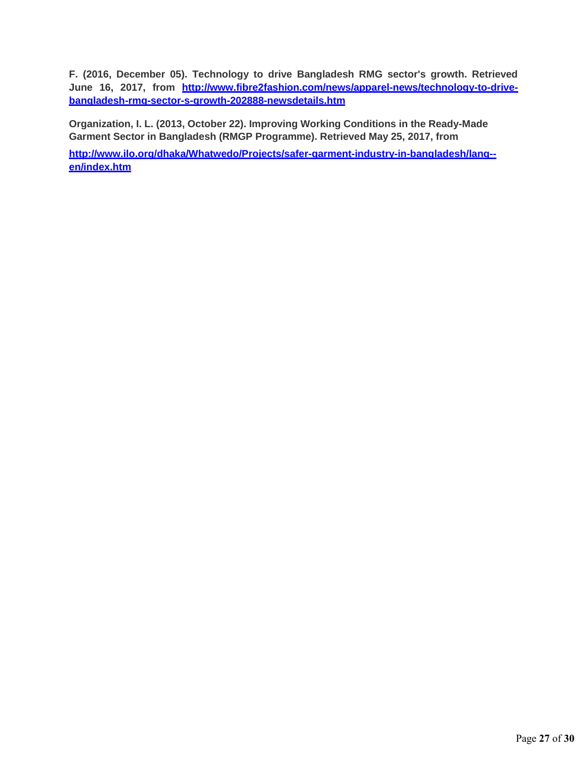**F. (2016, December 05). Technology to drive Bangladesh RMG sector's growth. Retrieved June 16, 2017, from [http://www.fibre2fashion.com/news/apparel-news/technology-to-drive-bangladesh-rmg-sector-s-growth-202888-newsdetails.htm](http://www.fibre2fashion.com/news/apparel-news/technology-to-drive-bangladesh-rmg-sector-s-growth-202888-newsdetails.htm)**

**Organization, I. L. (2013, October 22). Improving Working Conditions in the Ready-Made Garment Sector in Bangladesh (RMGP Programme). Retrieved May 25, 2017, from**

**[http://www.ilo.org/dhaka/Whatwedo/Projects/safer-garment-industry-in-bangladesh/lang--en/index.htm](http://www.ilo.org/dhaka/Whatwedo/Projects/safer-garment-industry-in-bangladesh/lang--en/index.htm)**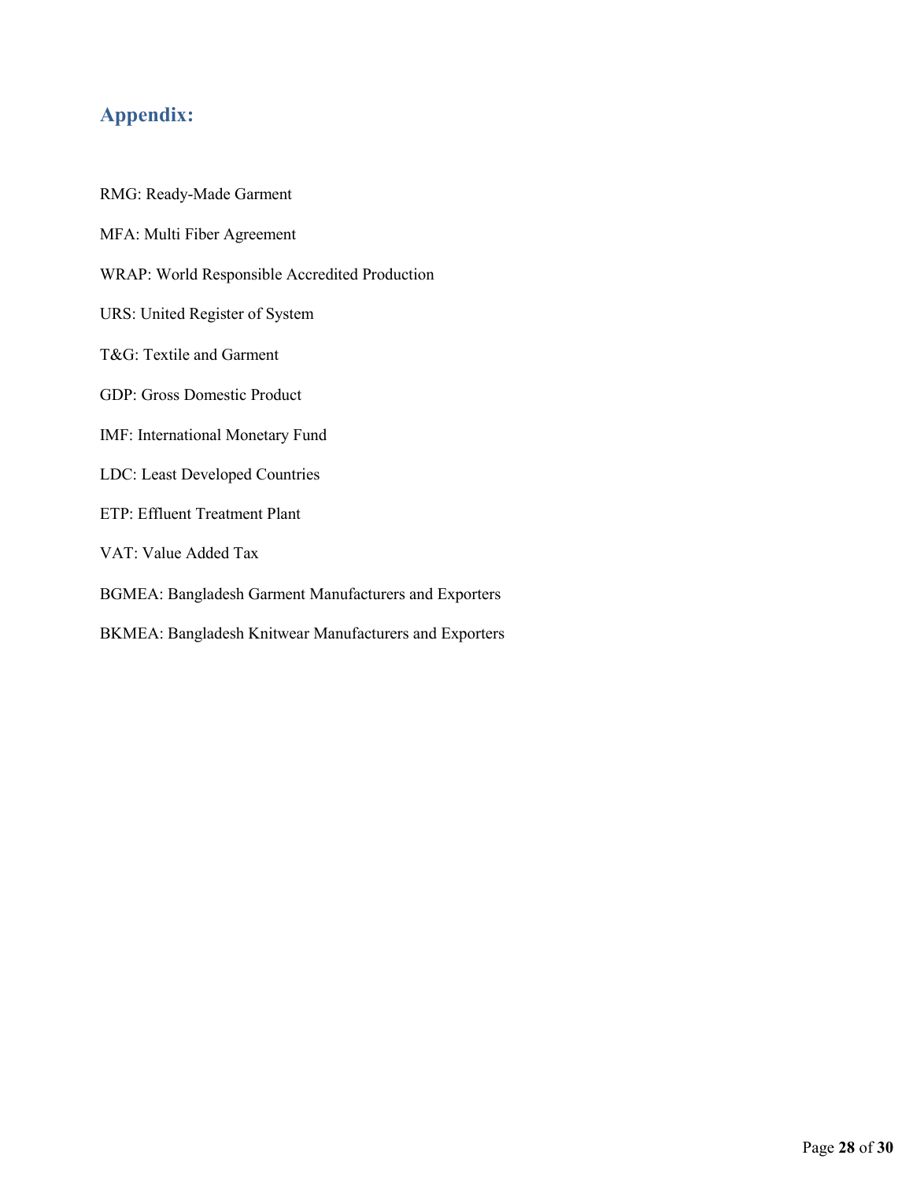## Appendix:

RMG: Ready-Made Garment

MFA: Multi Fiber Agreement

WRAP: World Responsible Accredited Production

URS: United Register of System

T&G: Textile and Garment

GDP: Gross Domestic Product

IMF: International Monetary Fund

LDC: Least Developed Countries

ETP: Effluent Treatment Plant

VAT: Value Added Tax

BGMEA: Bangladesh Garment Manufacturers and Exporters

BKMEA: Bangladesh Knitwear Manufacturers and Exporters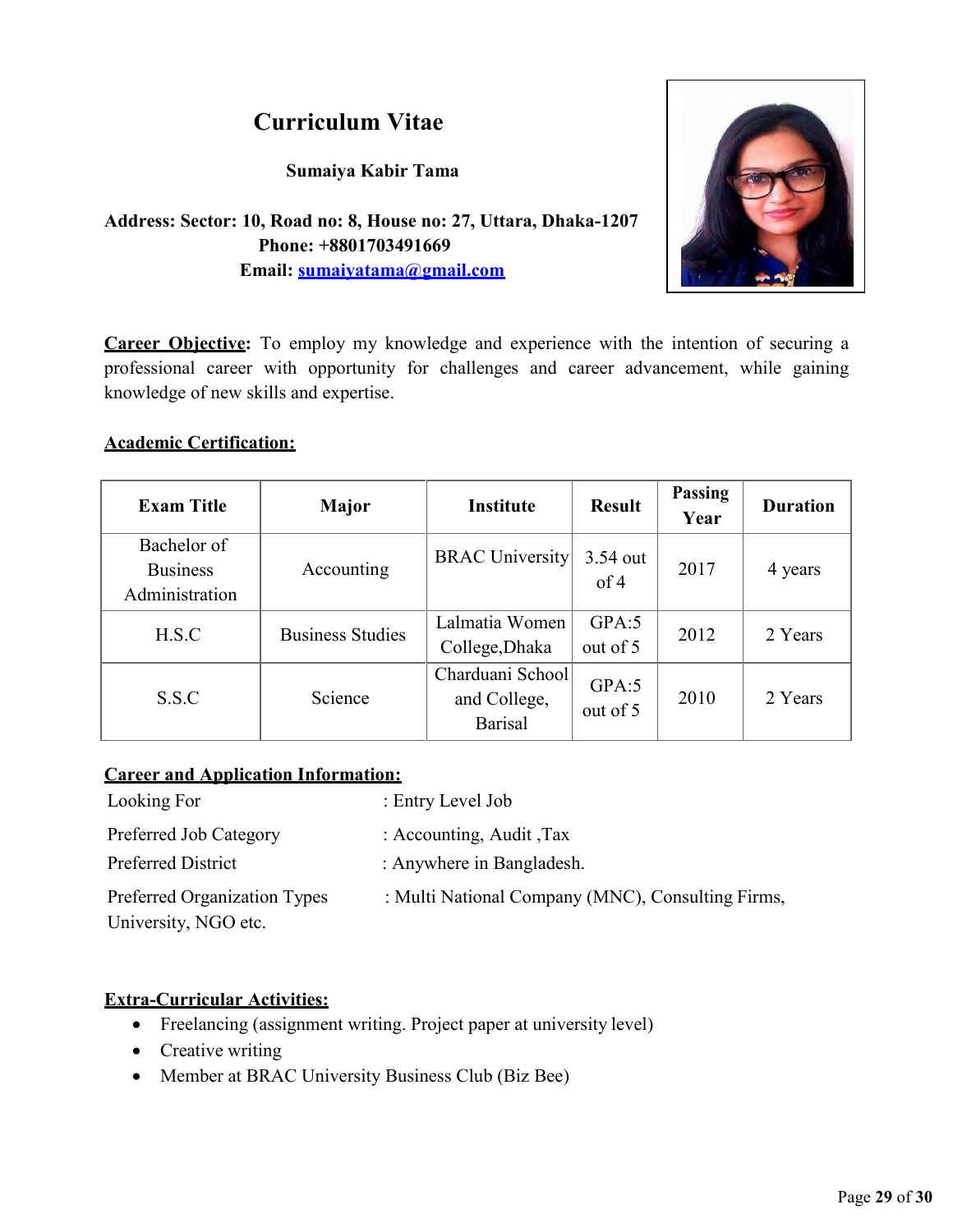# Curriculum Vitae

**Sumaiya Kabir Tama**

**Address: Sector: 10, Road no: 8, House no: 27, Uttara, Dhaka-1207**
**Phone: +8801703491669**
**Email: sumaiyatama@gmail.com**

**Career Objective:** To employ my knowledge and experience with the intention of securing a professional career with opportunity for challenges and career advancement, while gaining knowledge of new skills and expertise.

## Academic Certification:

| Exam Title | Major | Institute | Result | Passing Year | Duration |
|---|---|---|---|---|---|
| Bachelor of Business Administration | Accounting | BRAC University | 3.54 out of 4 | 2017 | 4 years |
| H.S.C | Business Studies | Lalmatia Women College,Dhaka | GPA:5 out of 5 | 2012 | 2 Years |
| S.S.C | Science | Charduani School and College, Barisal | GPA:5 out of 5 | 2010 | 2 Years |

## Career and Application Information:

Looking For : Entry Level Job

Preferred Job Category : Accounting, Audit ,Tax

Preferred District : Anywhere in Bangladesh.

Preferred Organization Types : Multi National Company (MNC), Consulting Firms, University, NGO etc.

## Extra-Curricular Activities:

- Freelancing (assignment writing. Project paper at university level)
- Creative writing
- Member at BRAC University Business Club (Biz Bee)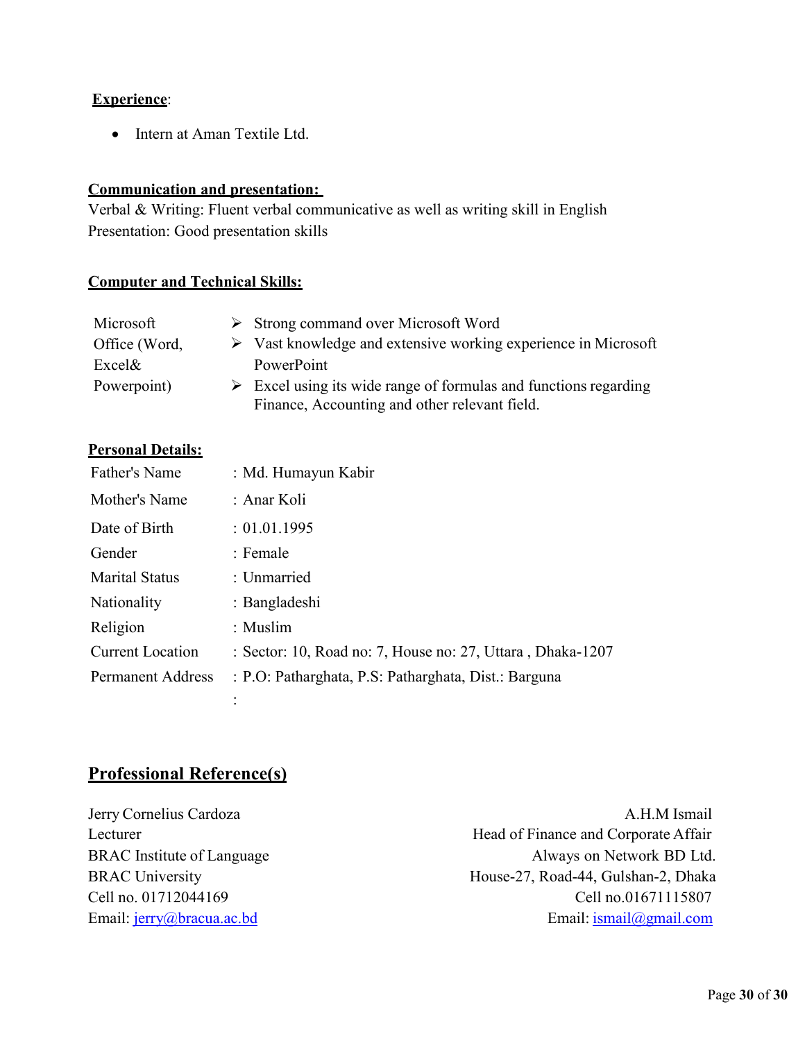**Experience**:

- Intern at Aman Textile Ltd.

**Communication and presentation:**

Verbal & Writing: Fluent verbal communicative as well as writing skill in English
Presentation: Good presentation skills

**Computer and Technical Skills:**

| | |
|---|---|
| Microsoft Office (Word, Excel& Powerpoint) | ➢ Strong command over Microsoft Word<br>➢ Vast knowledge and extensive working experience in Microsoft PowerPoint<br>➢ Excel using its wide range of formulas and functions regarding Finance, Accounting and other relevant field. |

**Personal Details:**

| | |
|---|---|
| Father's Name | : Md. Humayun Kabir |
| Mother's Name | : Anar Koli |
| Date of Birth | : 01.01.1995 |
| Gender | : Female |
| Marital Status | : Unmarried |
| Nationality | : Bangladeshi |
| Religion | : Muslim |
| Current Location | : Sector: 10, Road no: 7, House no: 27, Uttara , Dhaka-1207 |
| Permanent Address | : P.O: Patharghata, P.S: Patharghata, Dist.: Barguna |
| | : |

## Professional Reference(s)

Jerry Cornelius Cardoza
Lecturer
BRAC Institute of Language
BRAC University
Cell no. 01712044169
Email: jerry@bracua.ac.bd

A.H.M Ismail
Head of Finance and Corporate Affair
Always on Network BD Ltd.
House-27, Road-44, Gulshan-2, Dhaka
Cell no.01671115807
Email: ismail@gmail.com